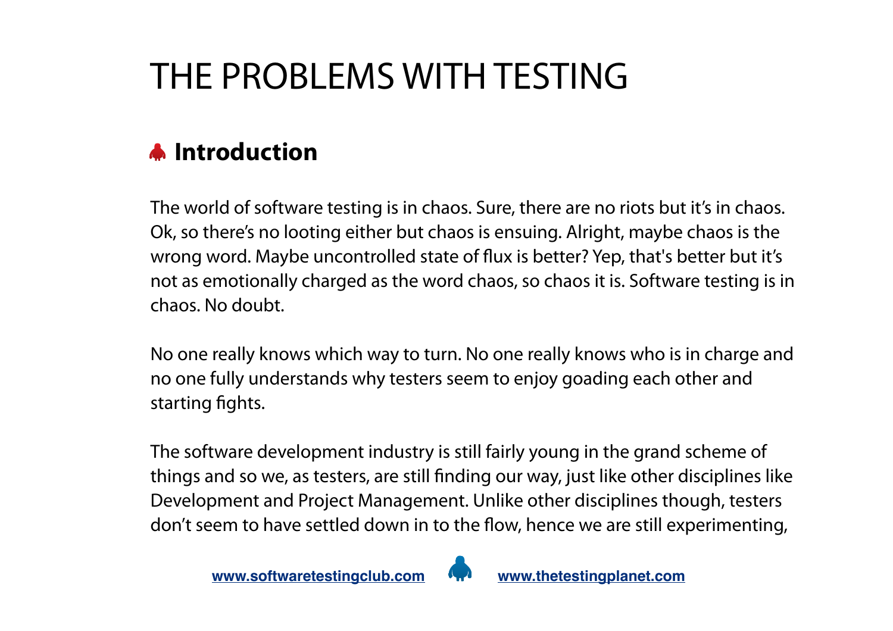# THE PROBLEMS WITH TESTING

## Introduction

The world of software testing is in chaos. Sure, there are no riots but it's in chaos. Ok, so there's no looting either but chaos is ensuing. Alright, maybe chaos is the wrong word. Maybe uncontrolled state of flux is better? Yep, that's better but it's not as emotionally charged as the word chaos, so chaos it is. Software testing is in chaos. No doubt.

No one really knows which way to turn. No one really knows who is in charge and no one fully understands why testers seem to enjoy goading each other and starting fights.

The software development industry is still fairly young in the grand scheme of things and so we, as testers, are still finding our way, just like other disciplines like Development and Project Management. Unlike other disciplines though, testers don't seem to have settled down in to the flow, hence we are still experimenting,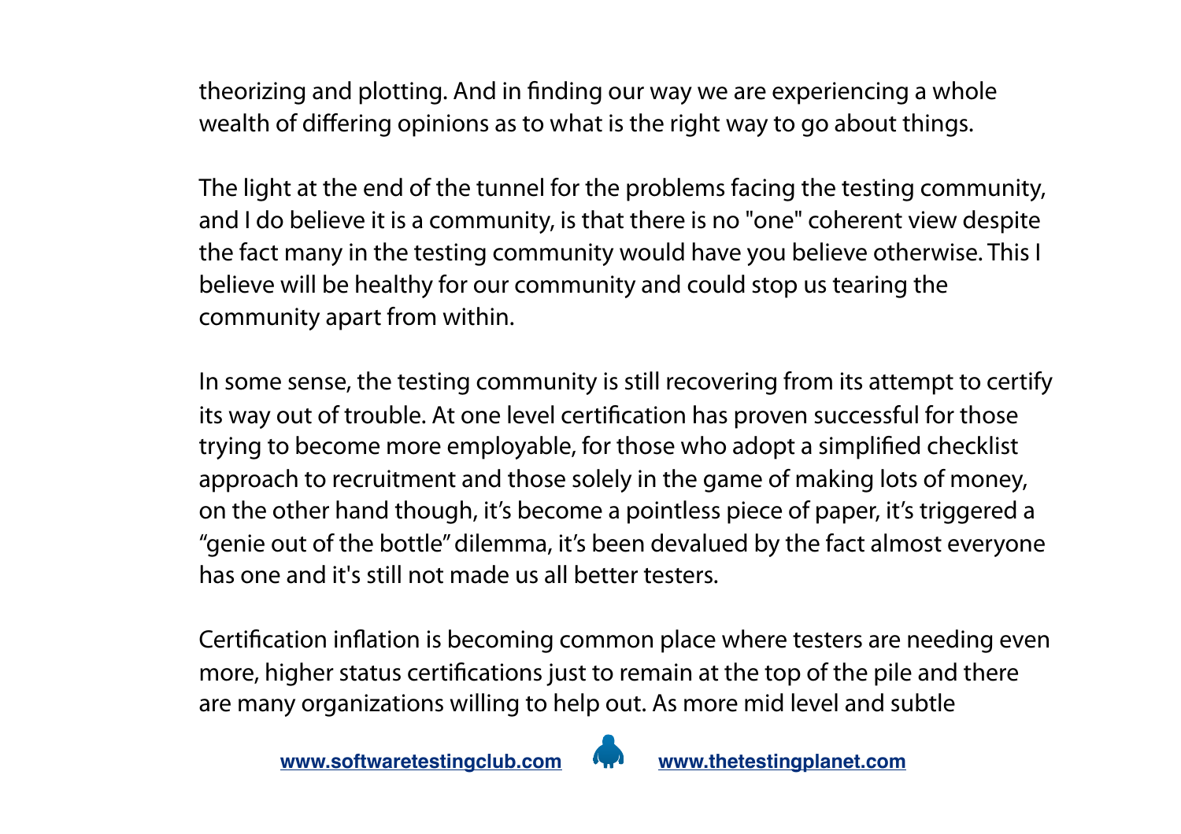theorizing and plotting. And in finding our way we are experiencing a whole wealth of differing opinions as to what is the right way to go about things.

The light at the end of the tunnel for the problems facing the testing community, and I do believe it is a community, is that there is no "one" coherent view despite the fact many in the testing community would have you believe otherwise. This I believe will be healthy for our community and could stop us tearing the community apart from within.

In some sense, the testing community is still recovering from its attempt to certify its way out of trouble. At one level certification has proven successful for those trying to become more employable, for those who adopt a simplified checklist approach to recruitment and those solely in the game of making lots of money, on the other hand though, it's become a pointless piece of paper, it's triggered a "genie out of the bottle" dilemma, it's been devalued by the fact almost everyone has one and it's still not made us all better testers.

Certification inflation is becoming common place where testers are needing even more, higher status certifications just to remain at the top of the pile and there are many organizations willing to help out. As more mid level and subtle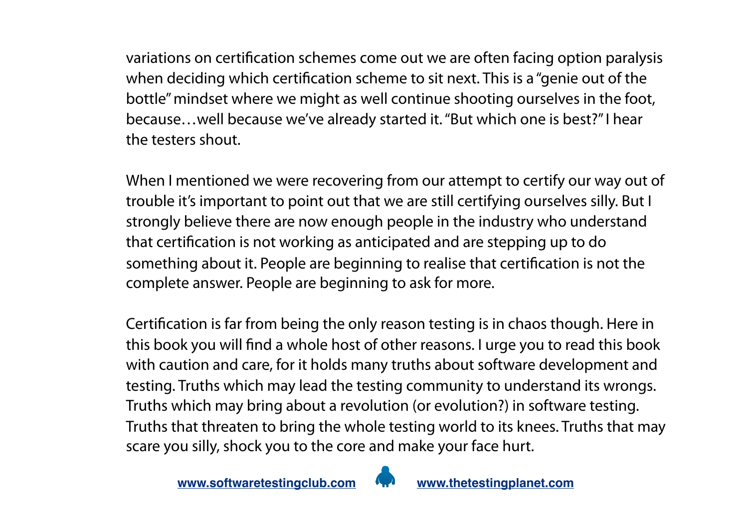variations on certification schemes come out we are often facing option paralysis when deciding which certification scheme to sit next. This is a "genie out of the bottle" mindset where we might as well continue shooting ourselves in the foot, because…well because we've already started it. "But which one is best?" I hear the testers shout.

When I mentioned we were recovering from our attempt to certify our way out of trouble it's important to point out that we are still certifying ourselves silly. But I strongly believe there are now enough people in the industry who understand that certification is not working as anticipated and are stepping up to do something about it. People are beginning to realise that certification is not the complete answer. People are beginning to ask for more.

Certification is far from being the only reason testing is in chaos though. Here in this book you will find a whole host of other reasons. I urge you to read this book with caution and care, for it holds many truths about software development and testing. Truths which may lead the testing community to understand its wrongs. Truths which may bring about a revolution (or evolution?) in software testing. Truths that threaten to bring the whole testing world to its knees. Truths that may scare you silly, shock you to the core and make your face hurt.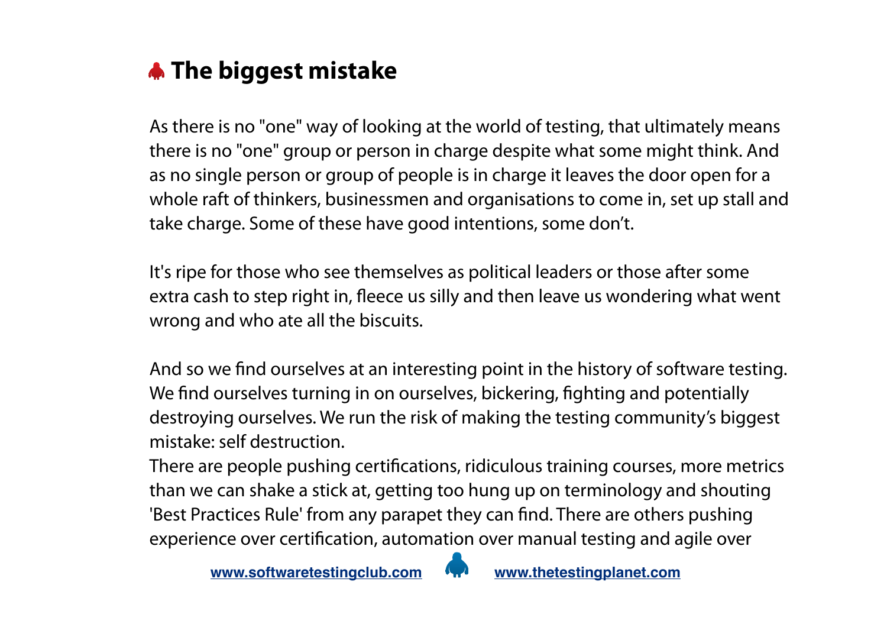## The biggest mistake

As there is no "one" way of looking at the world of testing, that ultimately means there is no "one" group or person in charge despite what some might think. And as no single person or group of people is in charge it leaves the door open for a whole raft of thinkers, businessmen and organisations to come in, set up stall and take charge. Some of these have good intentions, some don't.

It's ripe for those who see themselves as political leaders or those after some extra cash to step right in, fleece us silly and then leave us wondering what went wrong and who ate all the biscuits.

And so we find ourselves at an interesting point in the history of software testing. We find ourselves turning in on ourselves, bickering, fighting and potentially destroying ourselves. We run the risk of making the testing community's biggest mistake: self destruction.

There are people pushing certifications, ridiculous training courses, more metrics than we can shake a stick at, getting too hung up on terminology and shouting 'Best Practices Rule' from any parapet they can find. There are others pushing experience over certification, automation over manual testing and agile over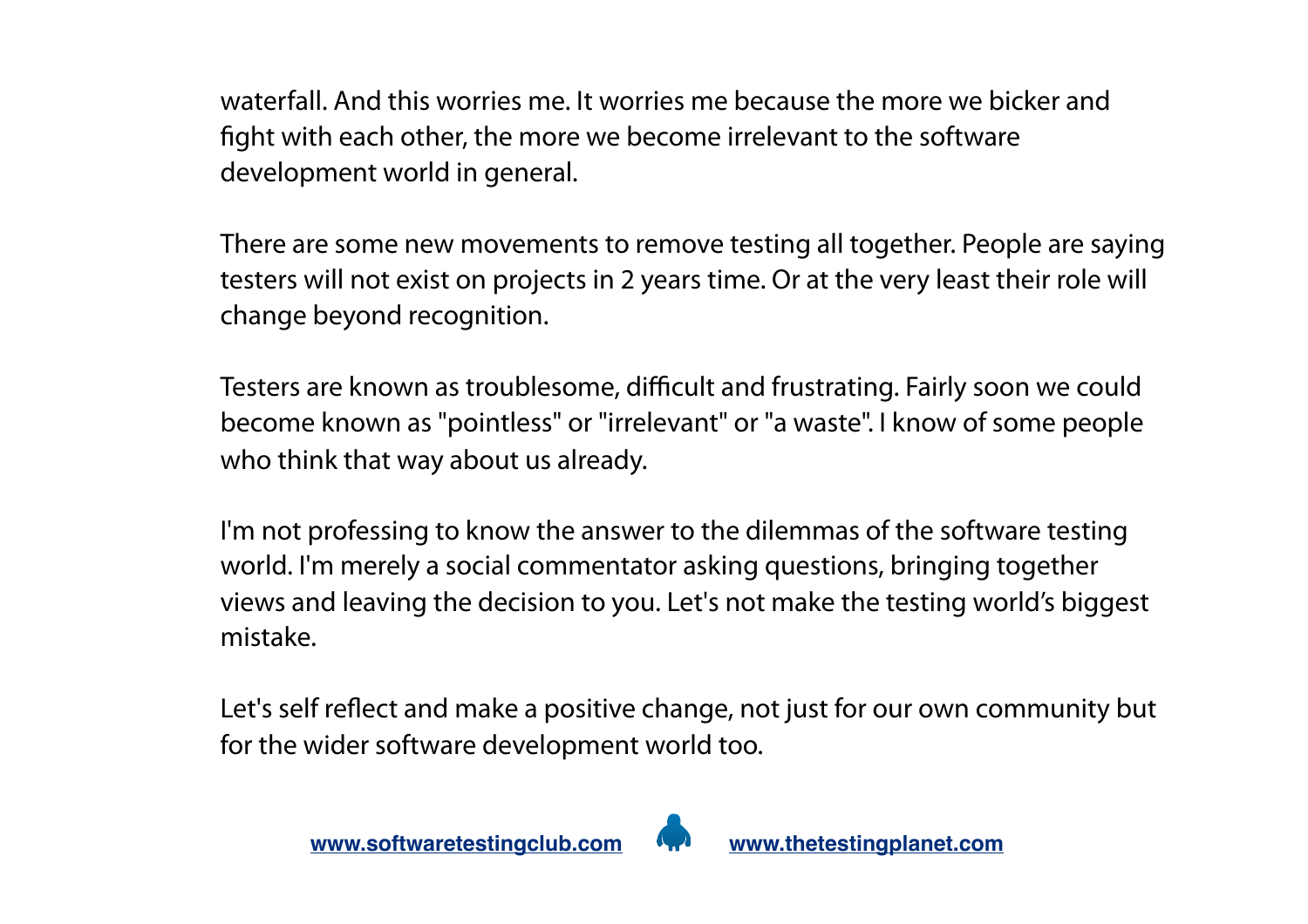waterfall. And this worries me. It worries me because the more we bicker and fight with each other, the more we become irrelevant to the software development world in general.

There are some new movements to remove testing all together. People are saying testers will not exist on projects in 2 years time. Or at the very least their role will change beyond recognition.

Testers are known as troublesome, difficult and frustrating. Fairly soon we could become known as "pointless" or "irrelevant" or "a waste". I know of some people who think that way about us already.

I'm not professing to know the answer to the dilemmas of the software testing world. I'm merely a social commentator asking questions, bringing together views and leaving the decision to you. Let's not make the testing world's biggest mistake.

Let's self reflect and make a positive change, not just for our own community but for the wider software development world too.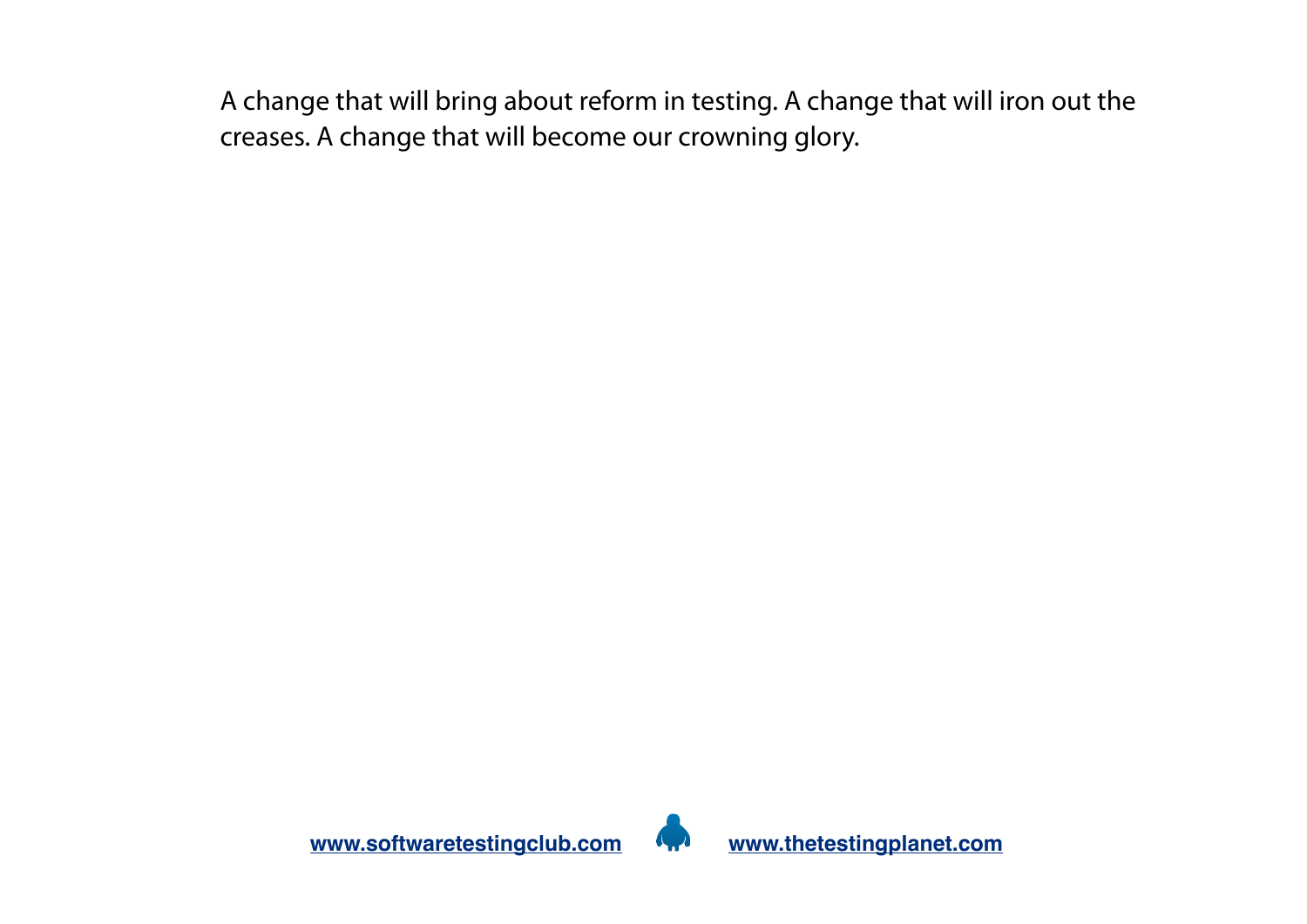A change that will bring about reform in testing. A change that will iron out the creases. A change that will become our crowning glory.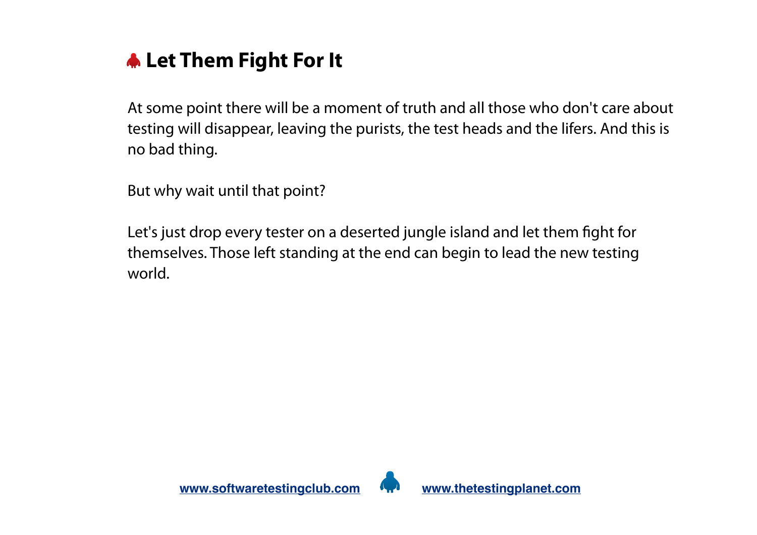## Let Them Fight For It

At some point there will be a moment of truth and all those who don't care about testing will disappear, leaving the purists, the test heads and the lifers. And this is no bad thing.

But why wait until that point?

Let's just drop every tester on a deserted jungle island and let them fight for themselves. Those left standing at the end can begin to lead the new testing world.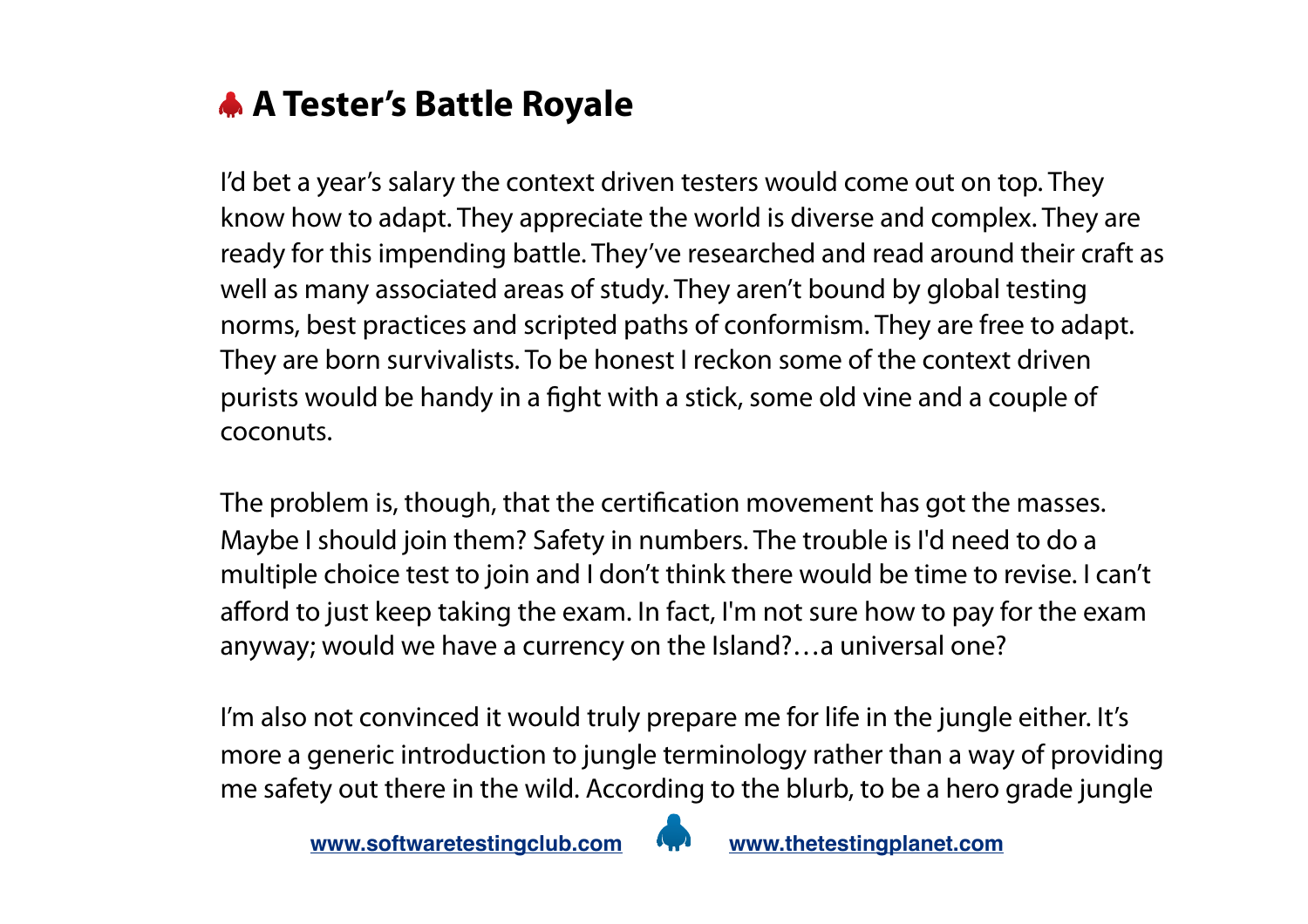## A Tester's Battle Royale

I'd bet a year's salary the context driven testers would come out on top. They know how to adapt. They appreciate the world is diverse and complex. They are ready for this impending battle. They've researched and read around their craft as well as many associated areas of study. They aren't bound by global testing norms, best practices and scripted paths of conformism. They are free to adapt. They are born survivalists. To be honest I reckon some of the context driven purists would be handy in a fight with a stick, some old vine and a couple of coconuts.

The problem is, though, that the certification movement has got the masses. Maybe I should join them? Safety in numbers. The trouble is I'd need to do a multiple choice test to join and I don't think there would be time to revise. I can't afford to just keep taking the exam. In fact, I'm not sure how to pay for the exam anyway; would we have a currency on the Island?…a universal one?

I'm also not convinced it would truly prepare me for life in the jungle either. It's more a generic introduction to jungle terminology rather than a way of providing me safety out there in the wild. According to the blurb, to be a hero grade jungle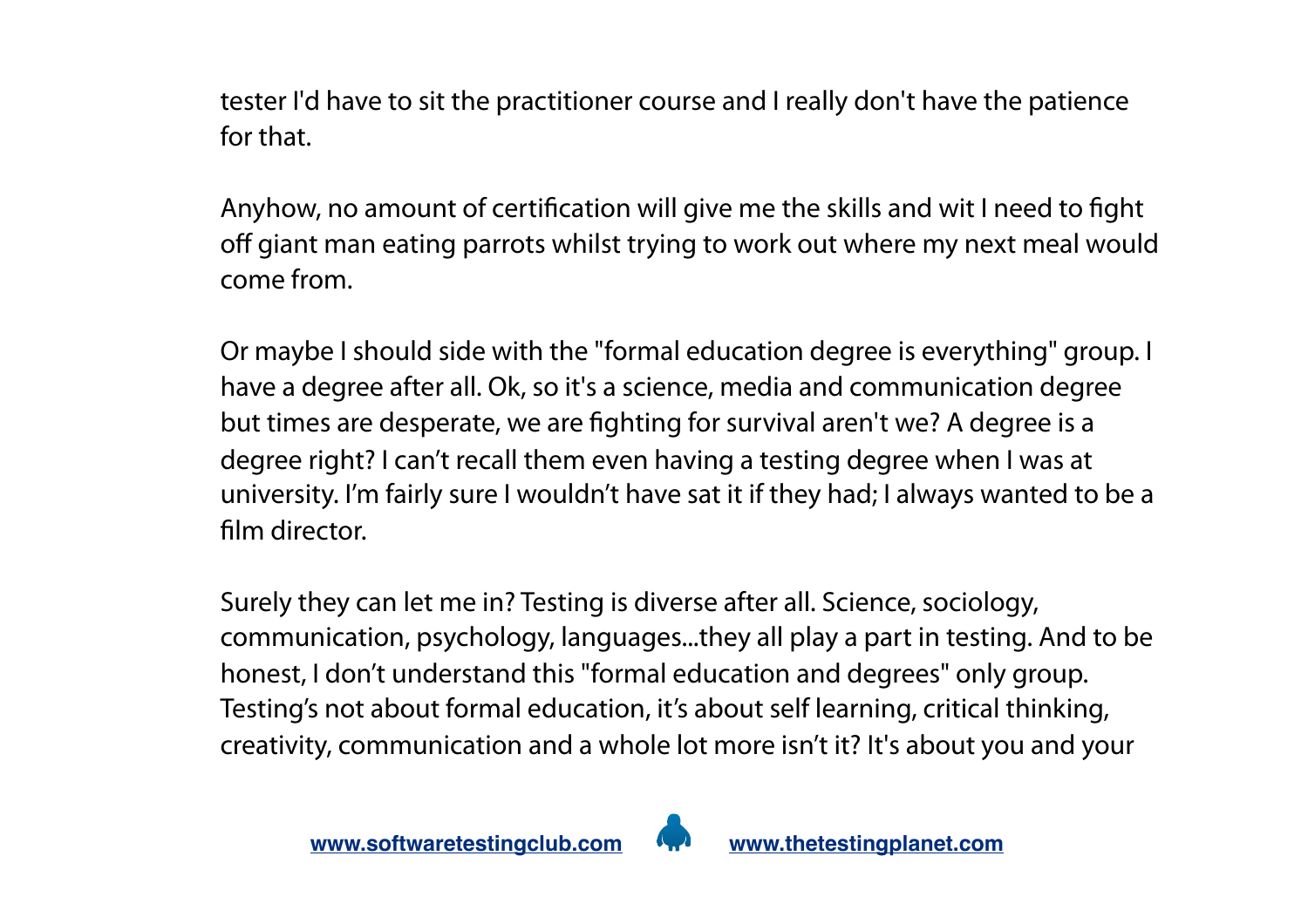tester I'd have to sit the practitioner course and I really don't have the patience for that.

Anyhow, no amount of certification will give me the skills and wit I need to fight off giant man eating parrots whilst trying to work out where my next meal would come from.

Or maybe I should side with the "formal education degree is everything" group. I have a degree after all. Ok, so it's a science, media and communication degree but times are desperate, we are fighting for survival aren't we? A degree is a degree right? I can't recall them even having a testing degree when I was at university. I'm fairly sure I wouldn't have sat it if they had; I always wanted to be a film director.

Surely they can let me in? Testing is diverse after all. Science, sociology, communication, psychology, languages...they all play a part in testing. And to be honest, I don't understand this "formal education and degrees" only group. Testing's not about formal education, it's about self learning, critical thinking, creativity, communication and a whole lot more isn't it? It's about you and your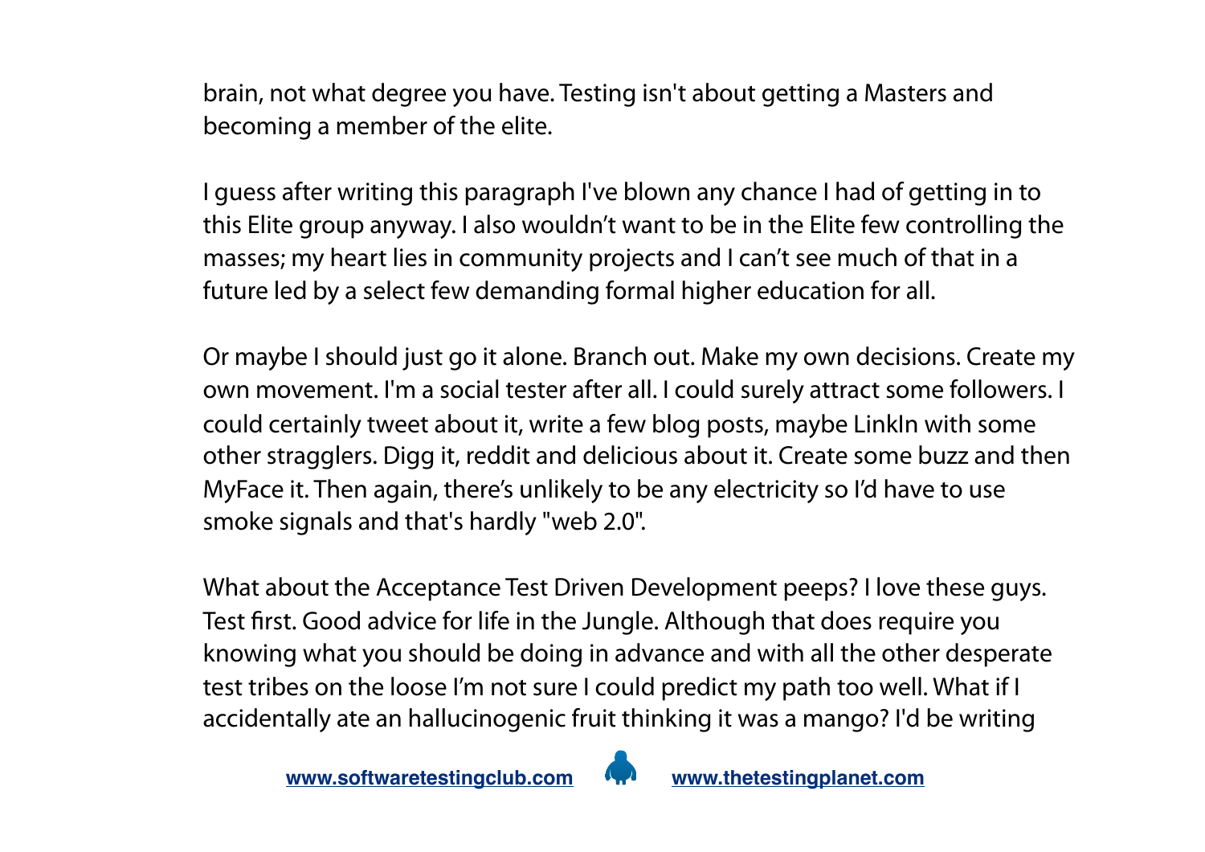brain, not what degree you have. Testing isn't about getting a Masters and becoming a member of the elite.

I guess after writing this paragraph I've blown any chance I had of getting in to this Elite group anyway. I also wouldn't want to be in the Elite few controlling the masses; my heart lies in community projects and I can't see much of that in a future led by a select few demanding formal higher education for all.

Or maybe I should just go it alone. Branch out. Make my own decisions. Create my own movement. I'm a social tester after all. I could surely attract some followers. I could certainly tweet about it, write a few blog posts, maybe LinkIn with some other stragglers. Digg it, reddit and delicious about it. Create some buzz and then MyFace it. Then again, there's unlikely to be any electricity so I'd have to use smoke signals and that's hardly "web 2.0".

What about the Acceptance Test Driven Development peeps? I love these guys. Test first. Good advice for life in the Jungle. Although that does require you knowing what you should be doing in advance and with all the other desperate test tribes on the loose I'm not sure I could predict my path too well. What if I accidentally ate an hallucinogenic fruit thinking it was a mango? I'd be writing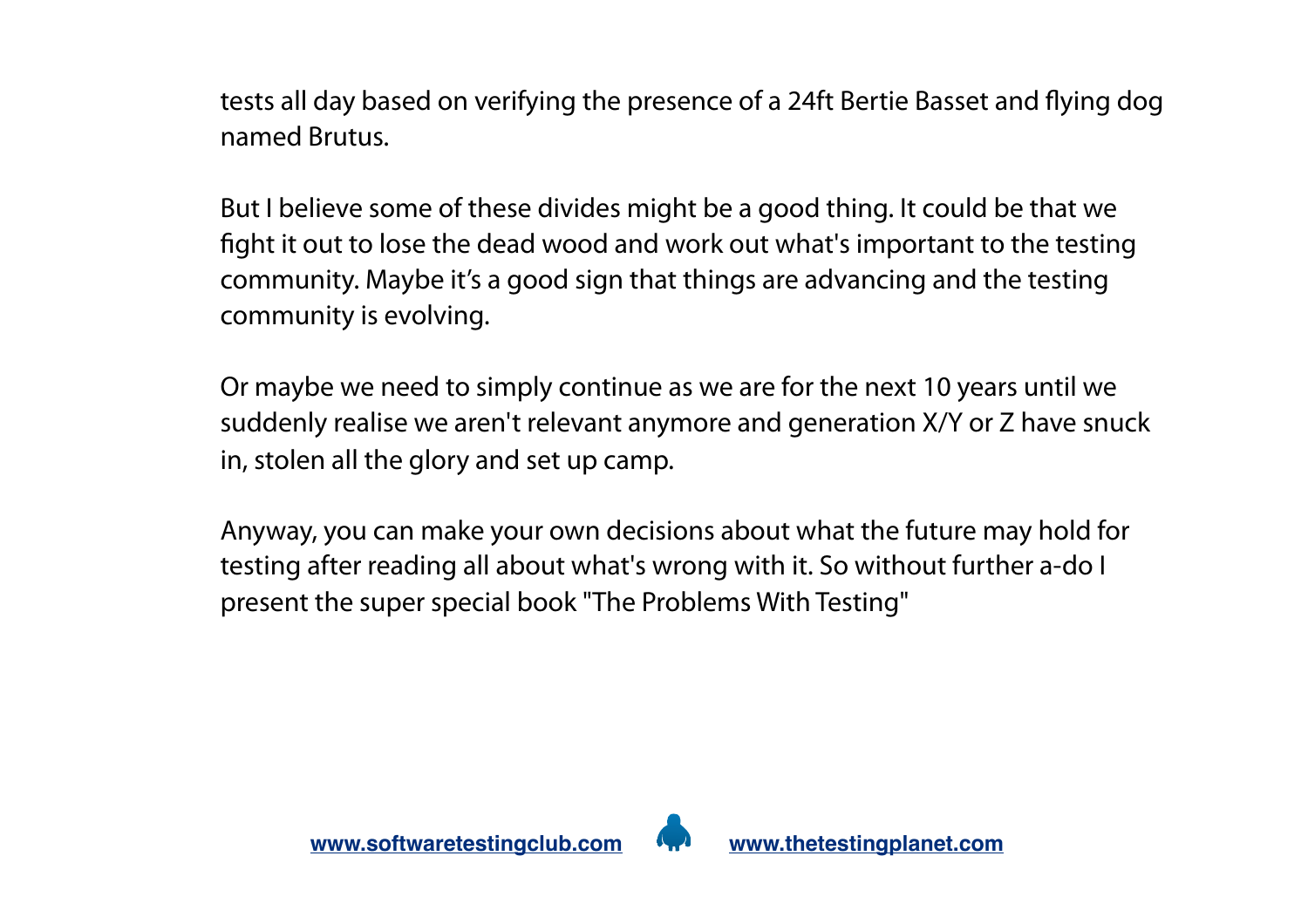tests all day based on verifying the presence of a 24ft Bertie Basset and flying dog named Brutus.

But I believe some of these divides might be a good thing. It could be that we fight it out to lose the dead wood and work out what's important to the testing community. Maybe it's a good sign that things are advancing and the testing community is evolving.

Or maybe we need to simply continue as we are for the next 10 years until we suddenly realise we aren't relevant anymore and generation X/Y or Z have snuck in, stolen all the glory and set up camp.

Anyway, you can make your own decisions about what the future may hold for testing after reading all about what's wrong with it. So without further a-do I present the super special book "The Problems With Testing"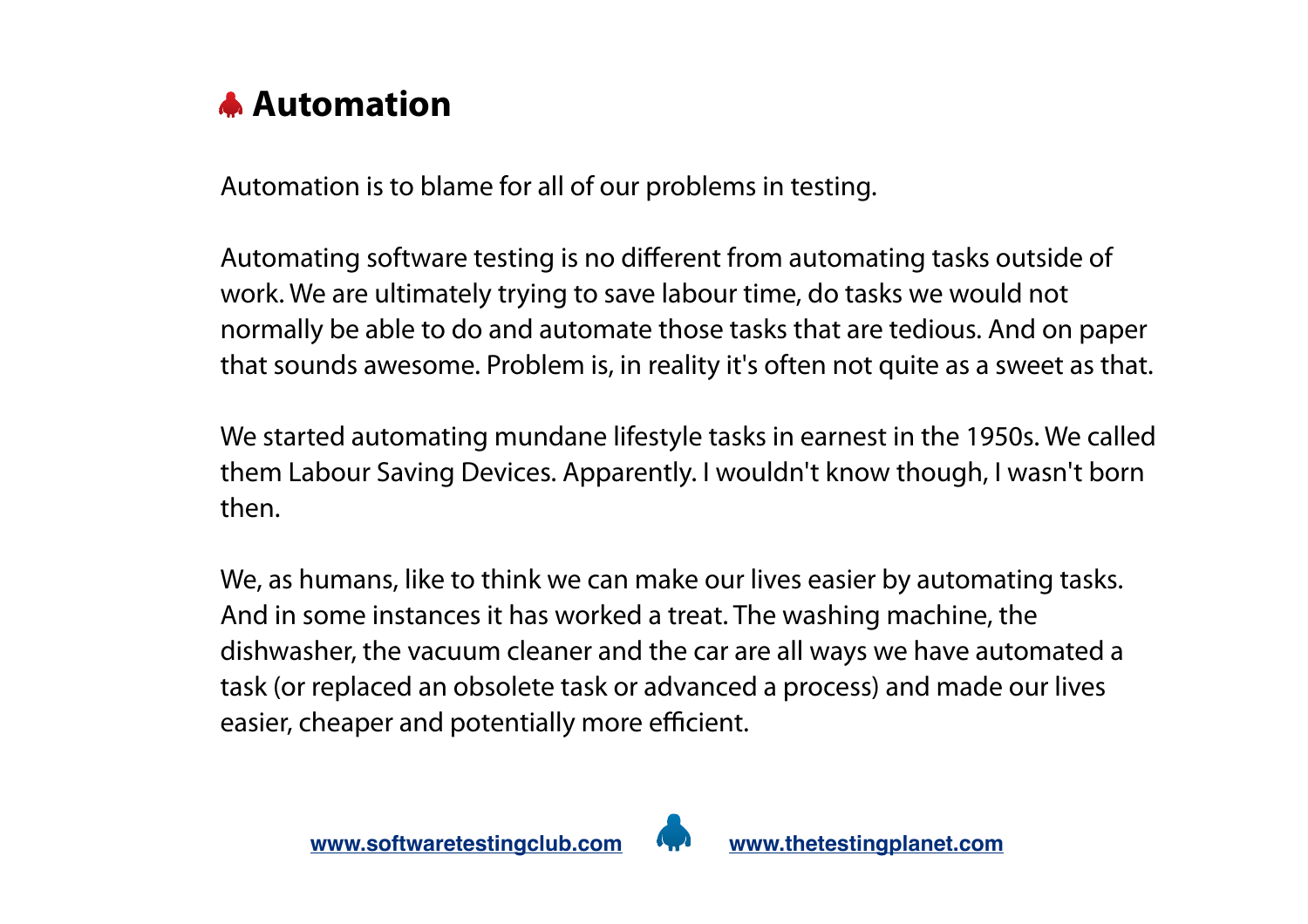## Automation

Automation is to blame for all of our problems in testing.

Automating software testing is no different from automating tasks outside of work. We are ultimately trying to save labour time, do tasks we would not normally be able to do and automate those tasks that are tedious. And on paper that sounds awesome. Problem is, in reality it's often not quite as a sweet as that.

We started automating mundane lifestyle tasks in earnest in the 1950s. We called them Labour Saving Devices. Apparently. I wouldn't know though, I wasn't born then.

We, as humans, like to think we can make our lives easier by automating tasks. And in some instances it has worked a treat. The washing machine, the dishwasher, the vacuum cleaner and the car are all ways we have automated a task (or replaced an obsolete task or advanced a process) and made our lives easier, cheaper and potentially more efficient.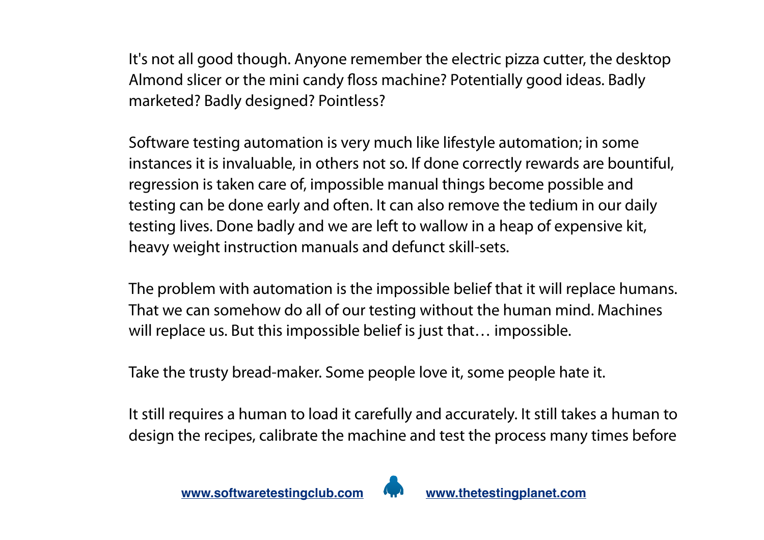It's not all good though. Anyone remember the electric pizza cutter, the desktop Almond slicer or the mini candy floss machine? Potentially good ideas. Badly marketed? Badly designed? Pointless?

Software testing automation is very much like lifestyle automation; in some instances it is invaluable, in others not so. If done correctly rewards are bountiful, regression is taken care of, impossible manual things become possible and testing can be done early and often. It can also remove the tedium in our daily testing lives. Done badly and we are left to wallow in a heap of expensive kit, heavy weight instruction manuals and defunct skill-sets.

The problem with automation is the impossible belief that it will replace humans. That we can somehow do all of our testing without the human mind. Machines will replace us. But this impossible belief is just that… impossible.

Take the trusty bread-maker. Some people love it, some people hate it.

It still requires a human to load it carefully and accurately. It still takes a human to design the recipes, calibrate the machine and test the process many times before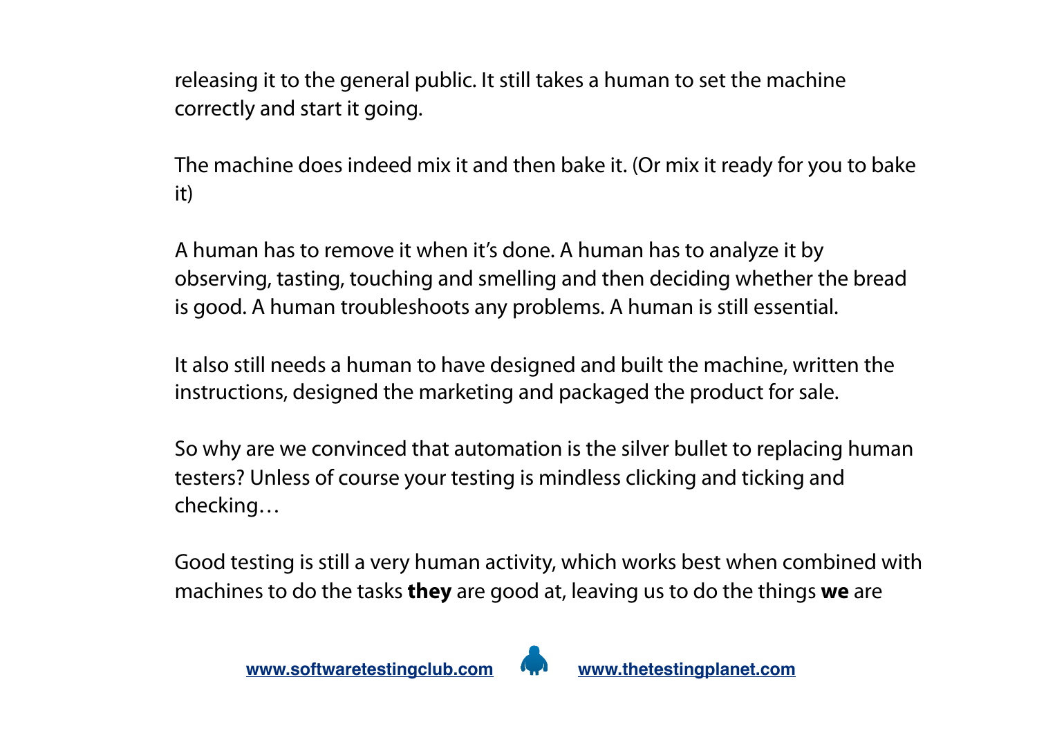releasing it to the general public. It still takes a human to set the machine correctly and start it going.

The machine does indeed mix it and then bake it. (Or mix it ready for you to bake it)

A human has to remove it when it's done. A human has to analyze it by observing, tasting, touching and smelling and then deciding whether the bread is good. A human troubleshoots any problems. A human is still essential.

It also still needs a human to have designed and built the machine, written the instructions, designed the marketing and packaged the product for sale.

So why are we convinced that automation is the silver bullet to replacing human testers? Unless of course your testing is mindless clicking and ticking and checking…

Good testing is still a very human activity, which works best when combined with machines to do the tasks **they** are good at, leaving us to do the things **we** are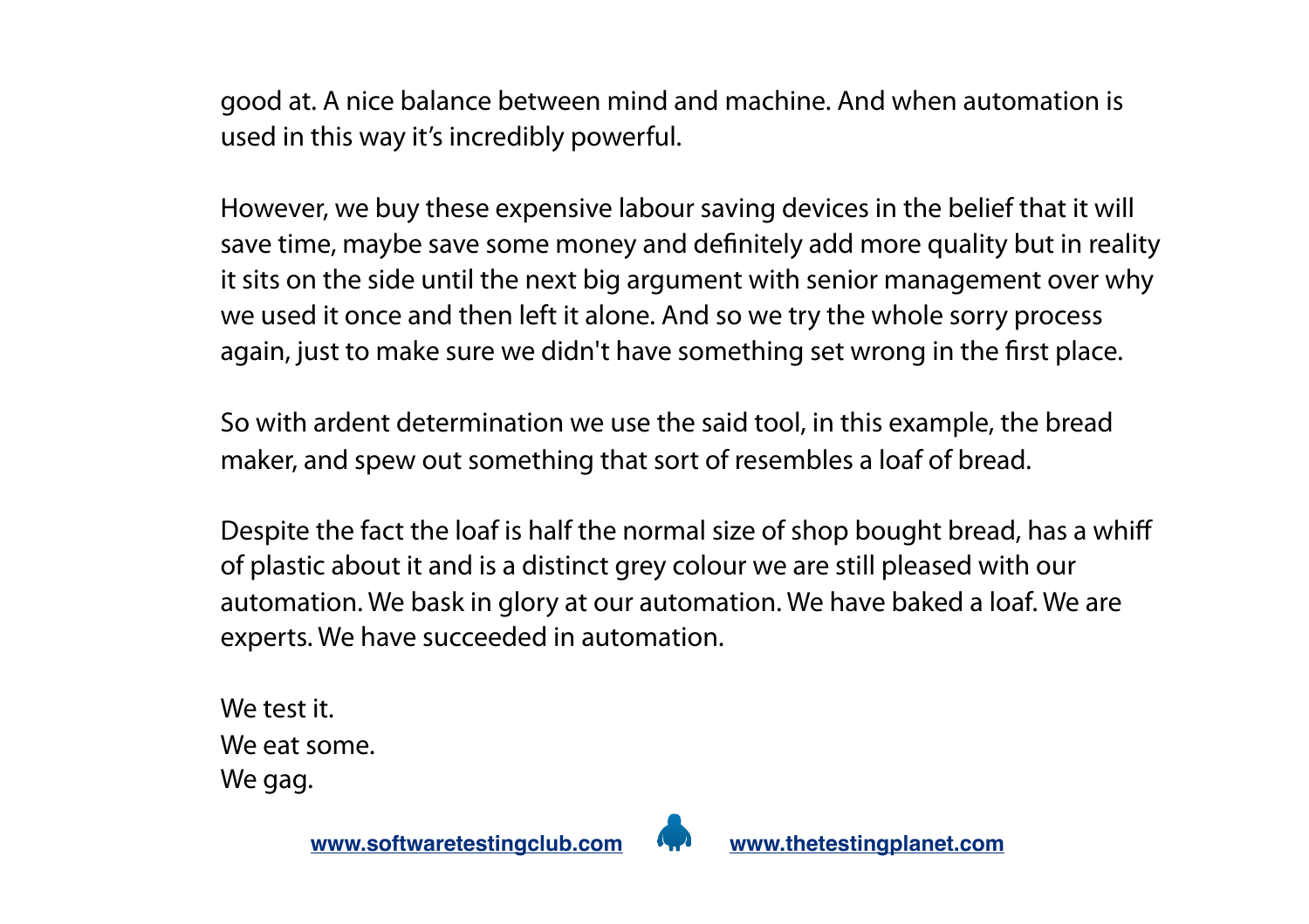good at. A nice balance between mind and machine. And when automation is used in this way it's incredibly powerful.

However, we buy these expensive labour saving devices in the belief that it will save time, maybe save some money and definitely add more quality but in reality it sits on the side until the next big argument with senior management over why we used it once and then left it alone. And so we try the whole sorry process again, just to make sure we didn't have something set wrong in the first place.

So with ardent determination we use the said tool, in this example, the bread maker, and spew out something that sort of resembles a loaf of bread.

Despite the fact the loaf is half the normal size of shop bought bread, has a whiff of plastic about it and is a distinct grey colour we are still pleased with our automation. We bask in glory at our automation. We have baked a loaf. We are experts. We have succeeded in automation.

We test it.
We eat some.
We gag.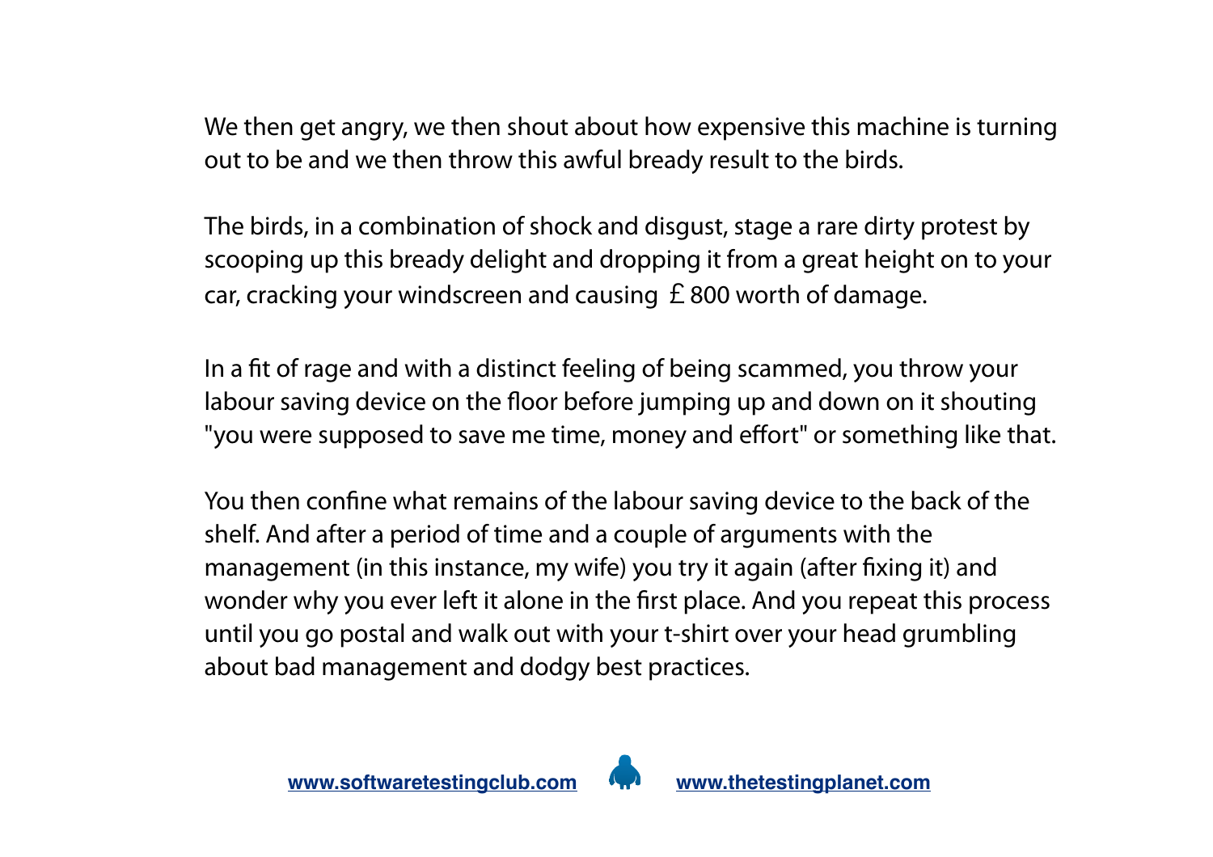We then get angry, we then shout about how expensive this machine is turning out to be and we then throw this awful bready result to the birds.

The birds, in a combination of shock and disgust, stage a rare dirty protest by scooping up this bready delight and dropping it from a great height on to your car, cracking your windscreen and causing £800 worth of damage.

In a fit of rage and with a distinct feeling of being scammed, you throw your labour saving device on the floor before jumping up and down on it shouting "you were supposed to save me time, money and effort" or something like that.

You then confine what remains of the labour saving device to the back of the shelf. And after a period of time and a couple of arguments with the management (in this instance, my wife) you try it again (after fixing it) and wonder why you ever left it alone in the first place. And you repeat this process until you go postal and walk out with your t-shirt over your head grumbling about bad management and dodgy best practices.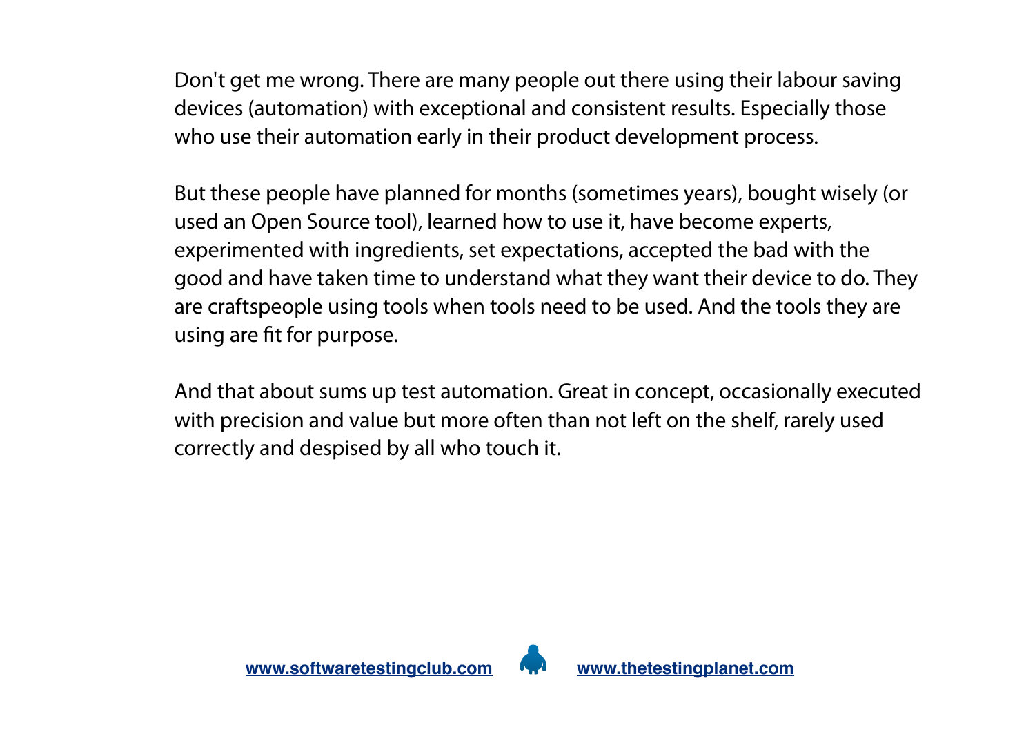Don't get me wrong. There are many people out there using their labour saving devices (automation) with exceptional and consistent results. Especially those who use their automation early in their product development process.

But these people have planned for months (sometimes years), bought wisely (or used an Open Source tool), learned how to use it, have become experts, experimented with ingredients, set expectations, accepted the bad with the good and have taken time to understand what they want their device to do. They are craftspeople using tools when tools need to be used. And the tools they are using are fit for purpose.

And that about sums up test automation. Great in concept, occasionally executed with precision and value but more often than not left on the shelf, rarely used correctly and despised by all who touch it.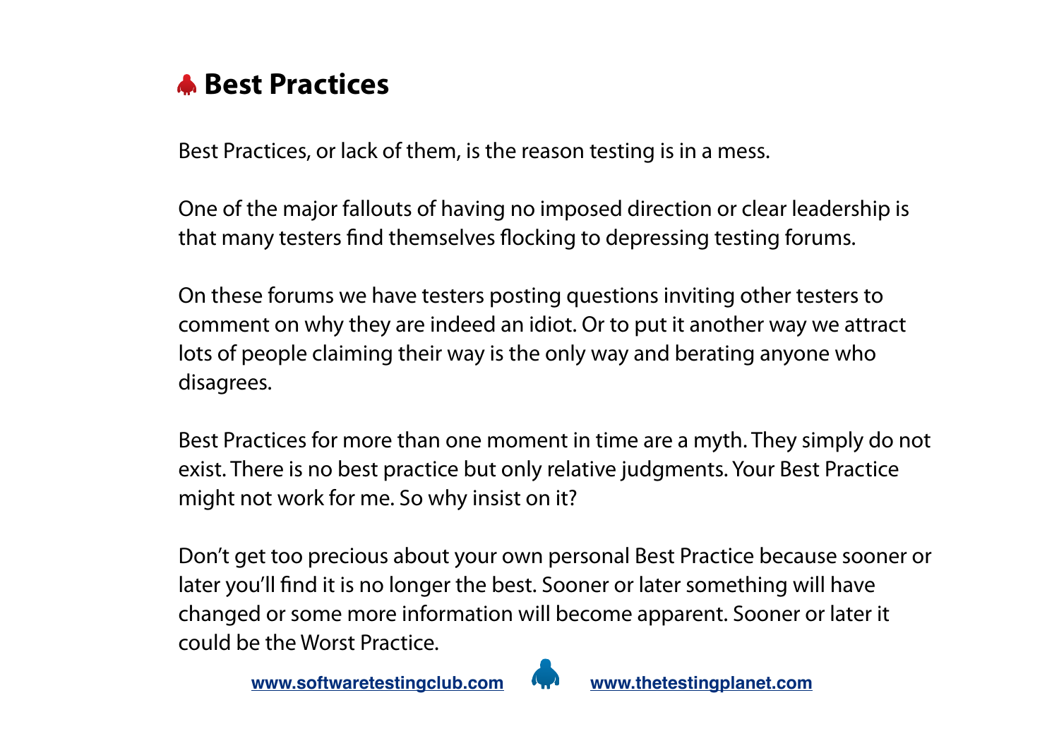# Best Practices

Best Practices, or lack of them, is the reason testing is in a mess.

One of the major fallouts of having no imposed direction or clear leadership is that many testers find themselves flocking to depressing testing forums.

On these forums we have testers posting questions inviting other testers to comment on why they are indeed an idiot. Or to put it another way we attract lots of people claiming their way is the only way and berating anyone who disagrees.

Best Practices for more than one moment in time are a myth. They simply do not exist. There is no best practice but only relative judgments. Your Best Practice might not work for me. So why insist on it?

Don't get too precious about your own personal Best Practice because sooner or later you'll find it is no longer the best. Sooner or later something will have changed or some more information will become apparent. Sooner or later it could be the Worst Practice.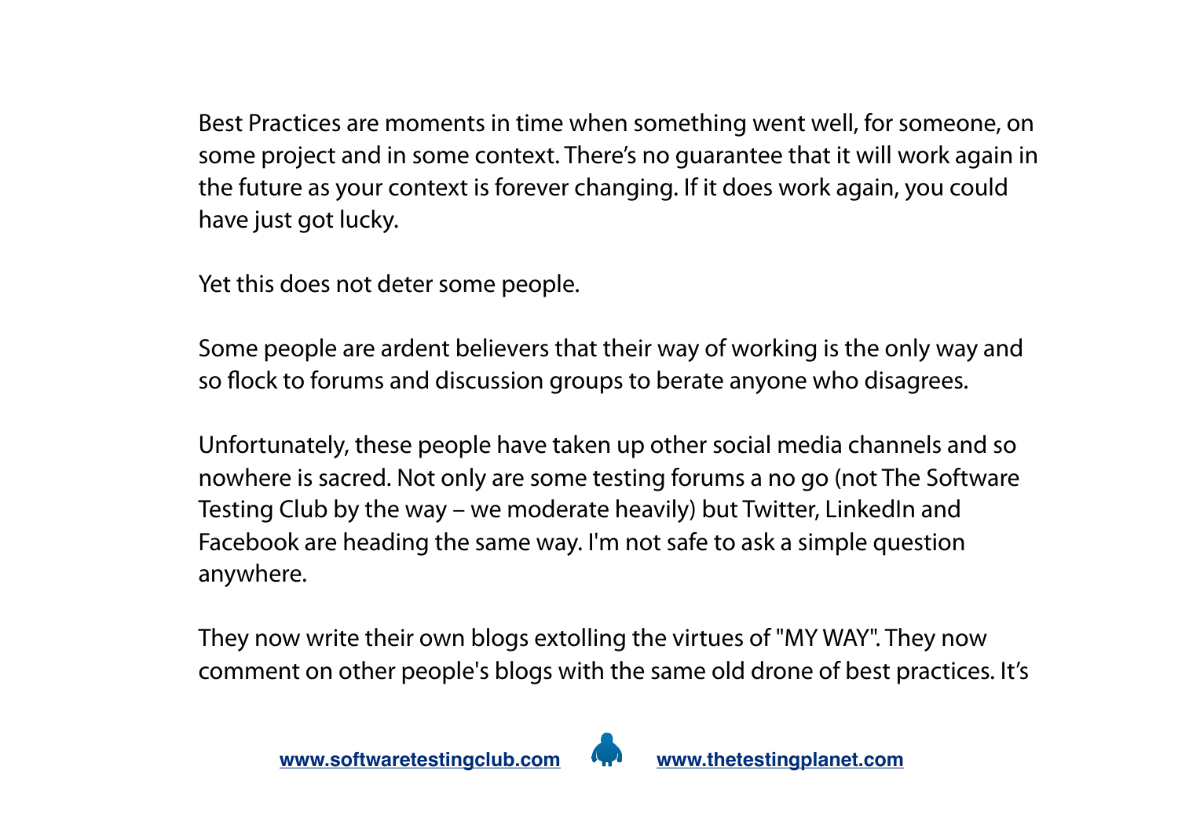Best Practices are moments in time when something went well, for someone, on some project and in some context. There's no guarantee that it will work again in the future as your context is forever changing. If it does work again, you could have just got lucky.

Yet this does not deter some people.

Some people are ardent believers that their way of working is the only way and so flock to forums and discussion groups to berate anyone who disagrees.

Unfortunately, these people have taken up other social media channels and so nowhere is sacred. Not only are some testing forums a no go (not The Software Testing Club by the way – we moderate heavily) but Twitter, LinkedIn and Facebook are heading the same way. I'm not safe to ask a simple question anywhere.

They now write their own blogs extolling the virtues of "MY WAY". They now comment on other people's blogs with the same old drone of best practices. It's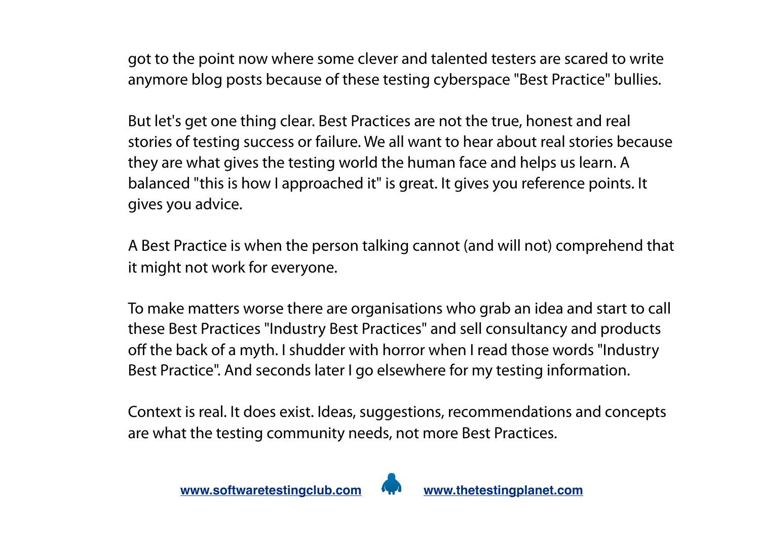got to the point now where some clever and talented testers are scared to write anymore blog posts because of these testing cyberspace "Best Practice" bullies.

But let's get one thing clear. Best Practices are not the true, honest and real stories of testing success or failure. We all want to hear about real stories because they are what gives the testing world the human face and helps us learn. A balanced "this is how I approached it" is great. It gives you reference points. It gives you advice.

A Best Practice is when the person talking cannot (and will not) comprehend that it might not work for everyone.

To make matters worse there are organisations who grab an idea and start to call these Best Practices "Industry Best Practices" and sell consultancy and products off the back of a myth. I shudder with horror when I read those words "Industry Best Practice". And seconds later I go elsewhere for my testing information.

Context is real. It does exist. Ideas, suggestions, recommendations and concepts are what the testing community needs, not more Best Practices.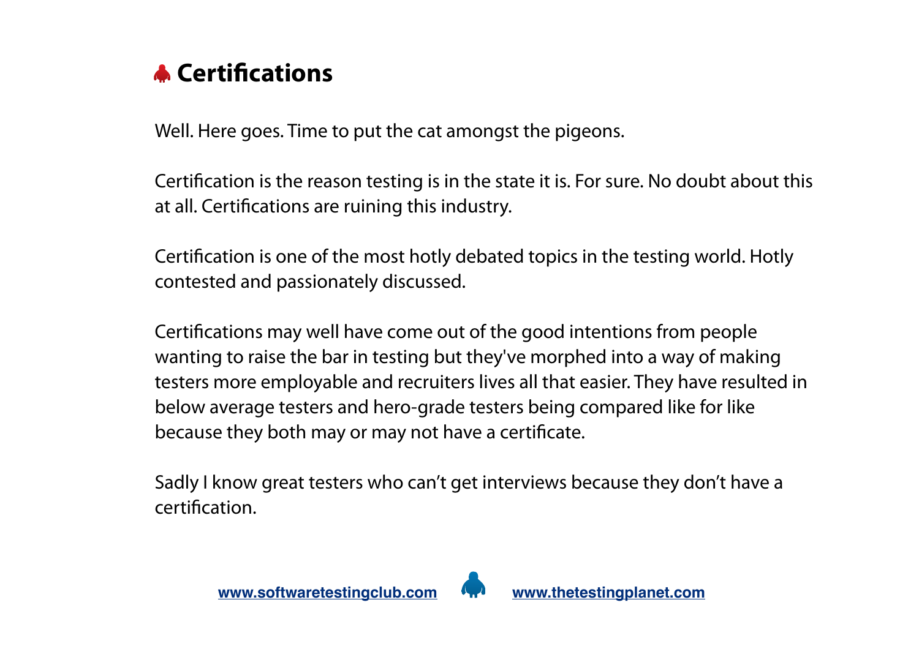# Certifications

Well. Here goes. Time to put the cat amongst the pigeons.

Certification is the reason testing is in the state it is. For sure. No doubt about this at all. Certifications are ruining this industry.

Certification is one of the most hotly debated topics in the testing world. Hotly contested and passionately discussed.

Certifications may well have come out of the good intentions from people wanting to raise the bar in testing but they've morphed into a way of making testers more employable and recruiters lives all that easier. They have resulted in below average testers and hero-grade testers being compared like for like because they both may or may not have a certificate.

Sadly I know great testers who can't get interviews because they don't have a certification.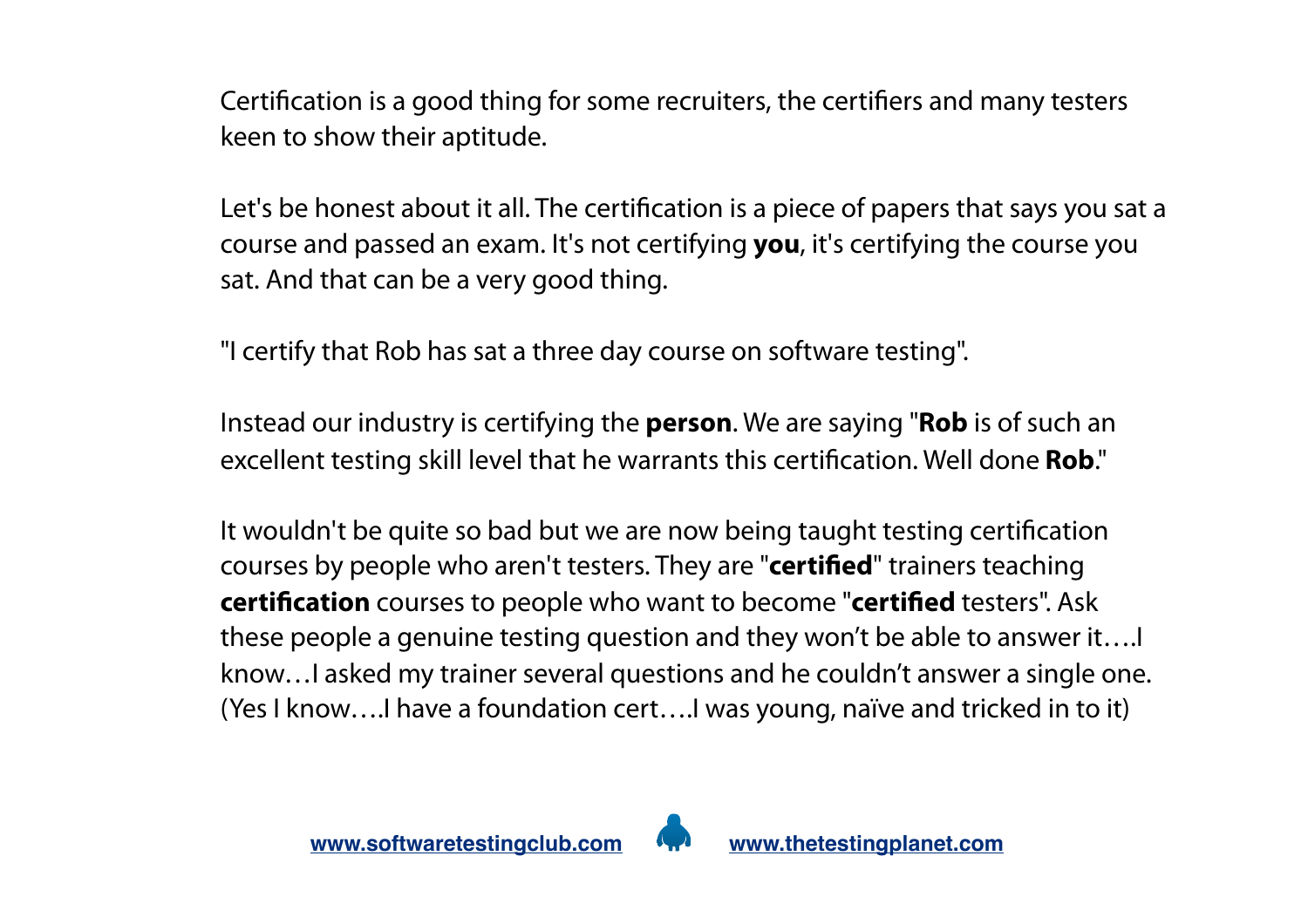Certification is a good thing for some recruiters, the certifiers and many testers keen to show their aptitude.

Let's be honest about it all. The certification is a piece of papers that says you sat a course and passed an exam. It's not certifying **you**, it's certifying the course you sat. And that can be a very good thing.

"I certify that Rob has sat a three day course on software testing".

Instead our industry is certifying the **person**. We are saying "**Rob** is of such an excellent testing skill level that he warrants this certification. Well done **Rob**."

It wouldn't be quite so bad but we are now being taught testing certification courses by people who aren't testers. They are "**certified**" trainers teaching **certification** courses to people who want to become "**certified** testers". Ask these people a genuine testing question and they won't be able to answer it….I know…I asked my trainer several questions and he couldn't answer a single one. (Yes I know….I have a foundation cert….I was young, naïve and tricked in to it)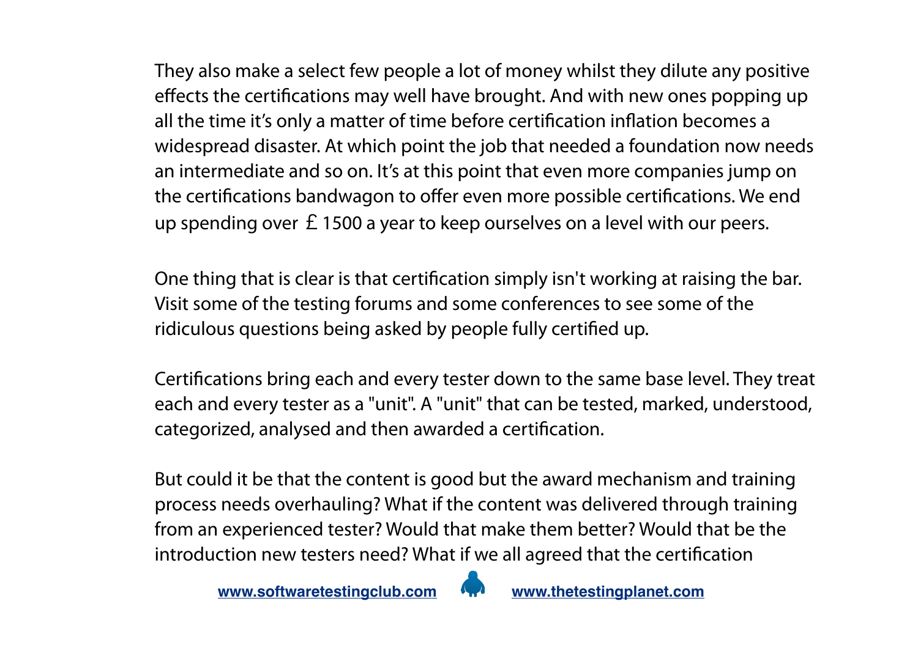They also make a select few people a lot of money whilst they dilute any positive effects the certifications may well have brought. And with new ones popping up all the time it's only a matter of time before certification inflation becomes a widespread disaster. At which point the job that needed a foundation now needs an intermediate and so on. It's at this point that even more companies jump on the certifications bandwagon to offer even more possible certifications. We end up spending over £1500 a year to keep ourselves on a level with our peers.

One thing that is clear is that certification simply isn't working at raising the bar. Visit some of the testing forums and some conferences to see some of the ridiculous questions being asked by people fully certified up.

Certifications bring each and every tester down to the same base level. They treat each and every tester as a "unit". A "unit" that can be tested, marked, understood, categorized, analysed and then awarded a certification.

But could it be that the content is good but the award mechanism and training process needs overhauling? What if the content was delivered through training from an experienced tester? Would that make them better? Would that be the introduction new testers need? What if we all agreed that the certification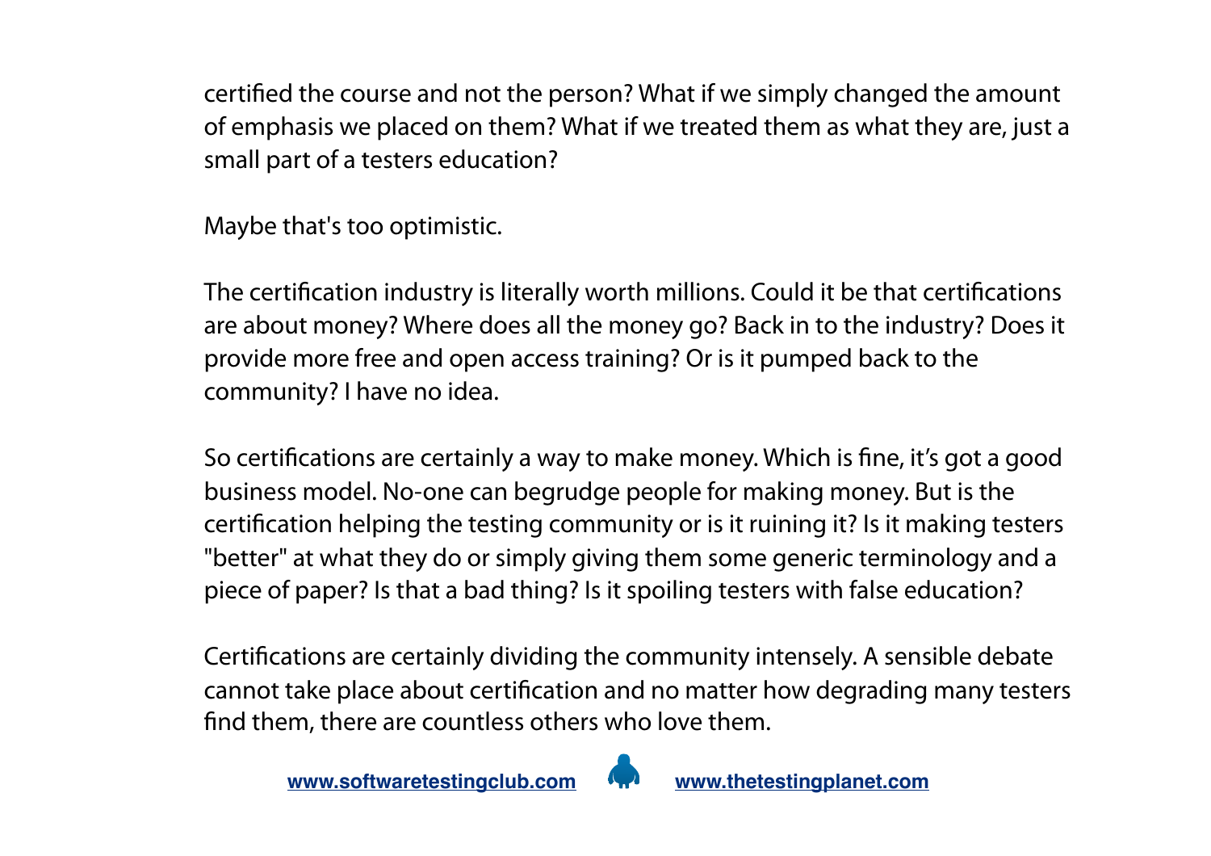certified the course and not the person? What if we simply changed the amount of emphasis we placed on them? What if we treated them as what they are, just a small part of a testers education?

Maybe that's too optimistic.

The certification industry is literally worth millions. Could it be that certifications are about money? Where does all the money go? Back in to the industry? Does it provide more free and open access training? Or is it pumped back to the community? I have no idea.

So certifications are certainly a way to make money. Which is fine, it's got a good business model. No-one can begrudge people for making money. But is the certification helping the testing community or is it ruining it? Is it making testers "better" at what they do or simply giving them some generic terminology and a piece of paper? Is that a bad thing? Is it spoiling testers with false education?

Certifications are certainly dividing the community intensely. A sensible debate cannot take place about certification and no matter how degrading many testers find them, there are countless others who love them.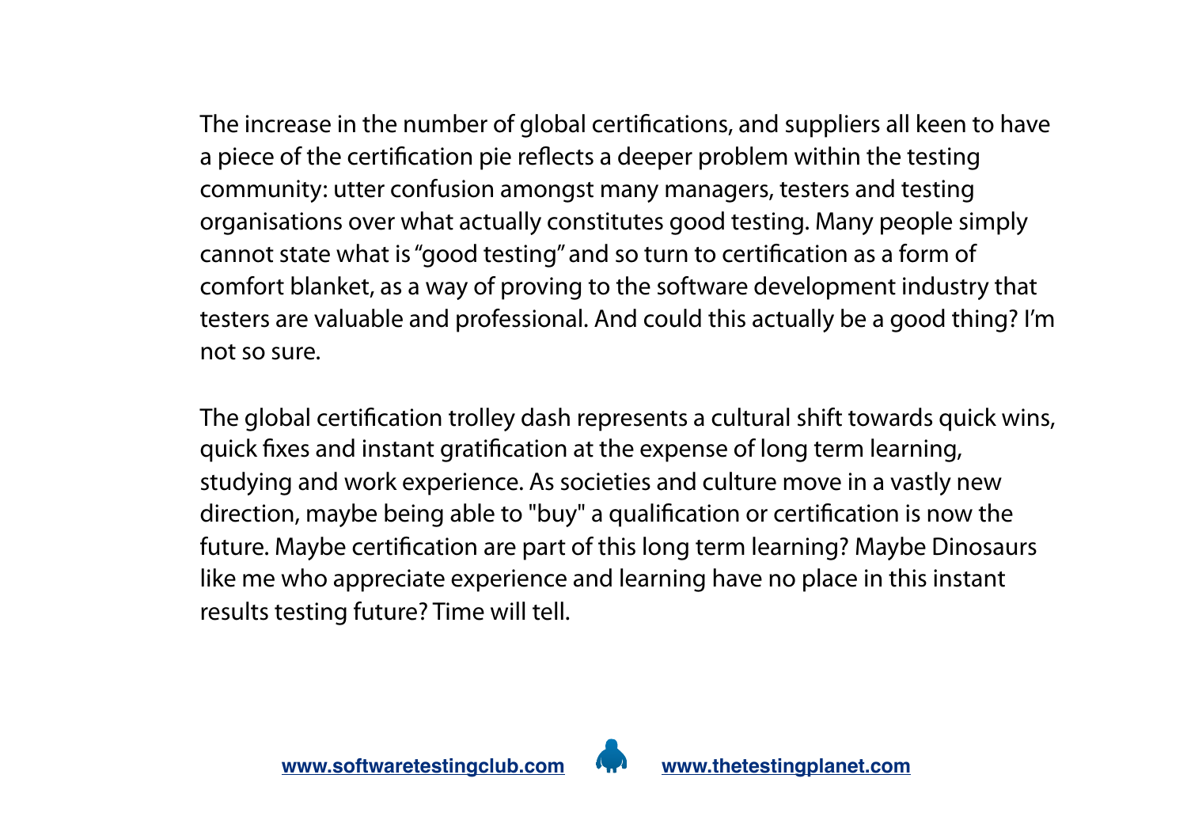The increase in the number of global certifications, and suppliers all keen to have a piece of the certification pie reflects a deeper problem within the testing community: utter confusion amongst many managers, testers and testing organisations over what actually constitutes good testing. Many people simply cannot state what is "good testing" and so turn to certification as a form of comfort blanket, as a way of proving to the software development industry that testers are valuable and professional. And could this actually be a good thing? I'm not so sure.

The global certification trolley dash represents a cultural shift towards quick wins, quick fixes and instant gratification at the expense of long term learning, studying and work experience. As societies and culture move in a vastly new direction, maybe being able to "buy" a qualification or certification is now the future. Maybe certification are part of this long term learning? Maybe Dinosaurs like me who appreciate experience and learning have no place in this instant results testing future? Time will tell.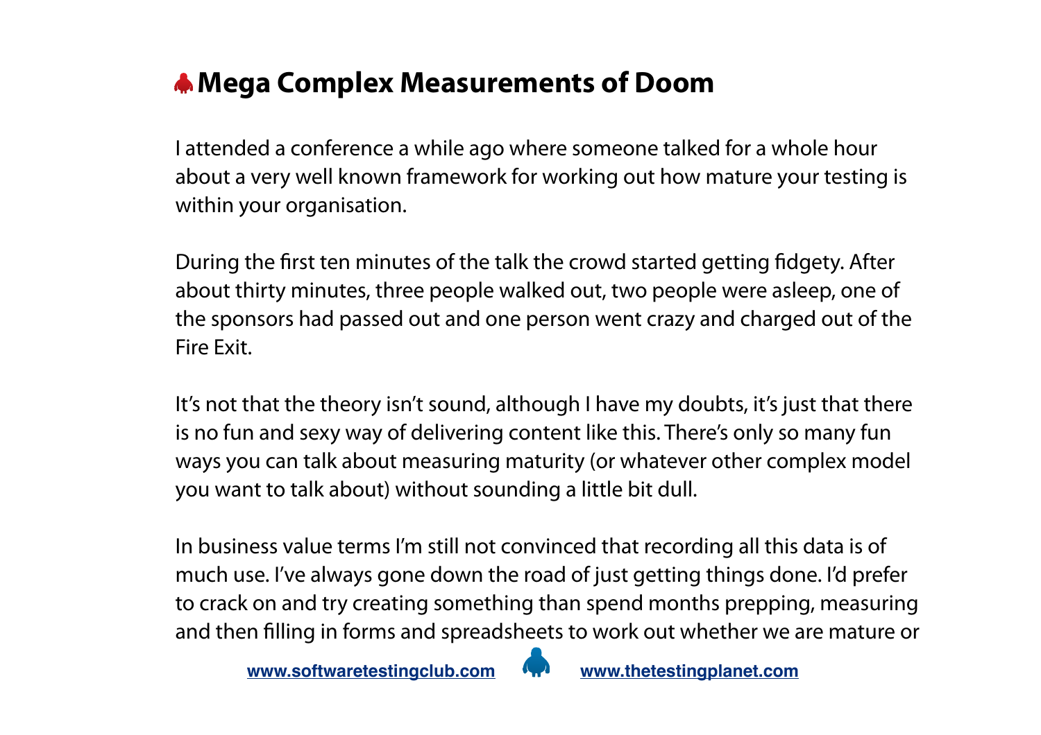## Mega Complex Measurements of Doom

I attended a conference a while ago where someone talked for a whole hour about a very well known framework for working out how mature your testing is within your organisation.

During the first ten minutes of the talk the crowd started getting fidgety. After about thirty minutes, three people walked out, two people were asleep, one of the sponsors had passed out and one person went crazy and charged out of the Fire Exit.

It's not that the theory isn't sound, although I have my doubts, it's just that there is no fun and sexy way of delivering content like this. There's only so many fun ways you can talk about measuring maturity (or whatever other complex model you want to talk about) without sounding a little bit dull.

In business value terms I'm still not convinced that recording all this data is of much use. I've always gone down the road of just getting things done. I'd prefer to crack on and try creating something than spend months prepping, measuring and then filling in forms and spreadsheets to work out whether we are mature or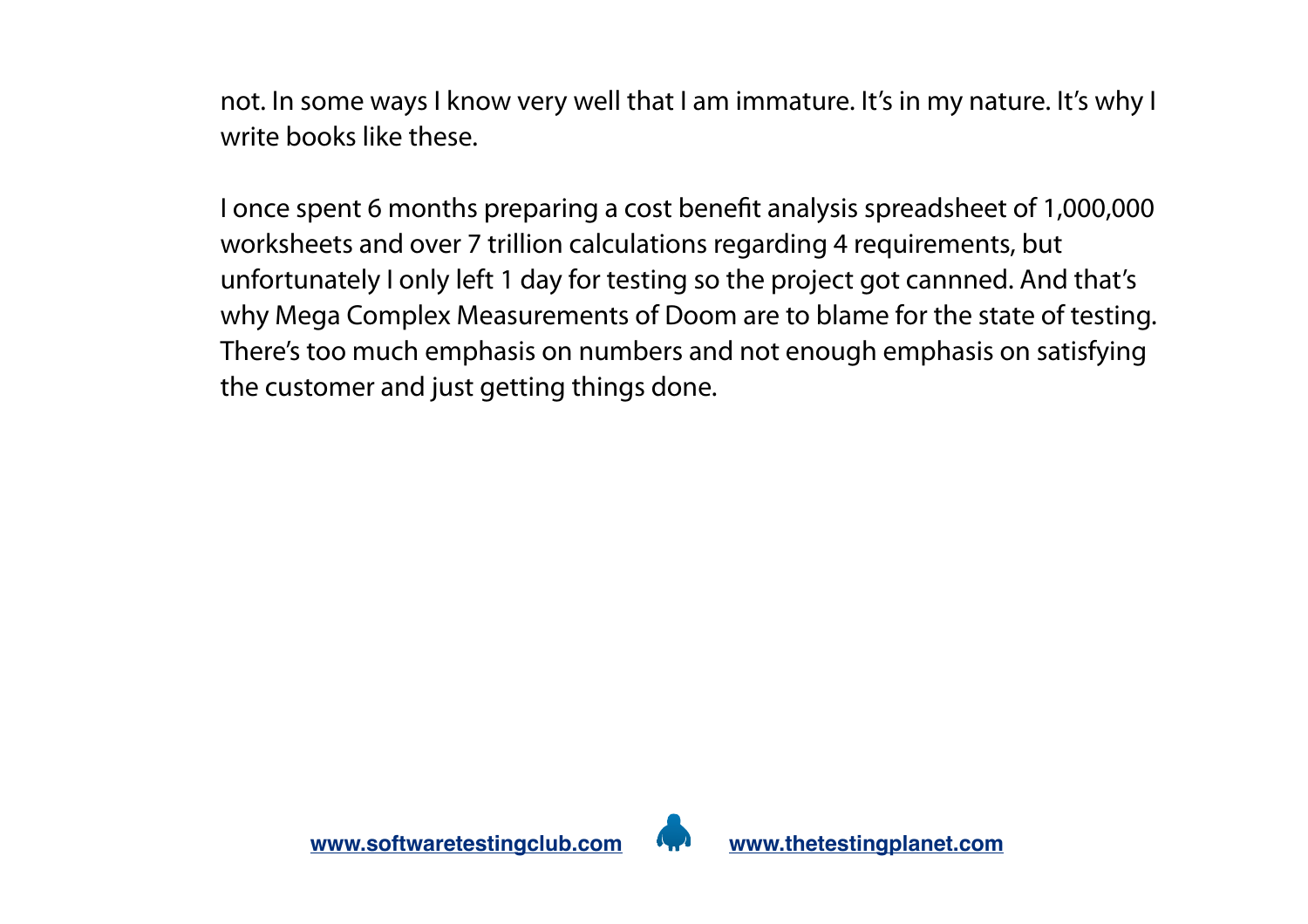not. In some ways I know very well that I am immature. It's in my nature. It's why I write books like these.

I once spent 6 months preparing a cost benefit analysis spreadsheet of 1,000,000 worksheets and over 7 trillion calculations regarding 4 requirements, but unfortunately I only left 1 day for testing so the project got cannned. And that's why Mega Complex Measurements of Doom are to blame for the state of testing. There's too much emphasis on numbers and not enough emphasis on satisfying the customer and just getting things done.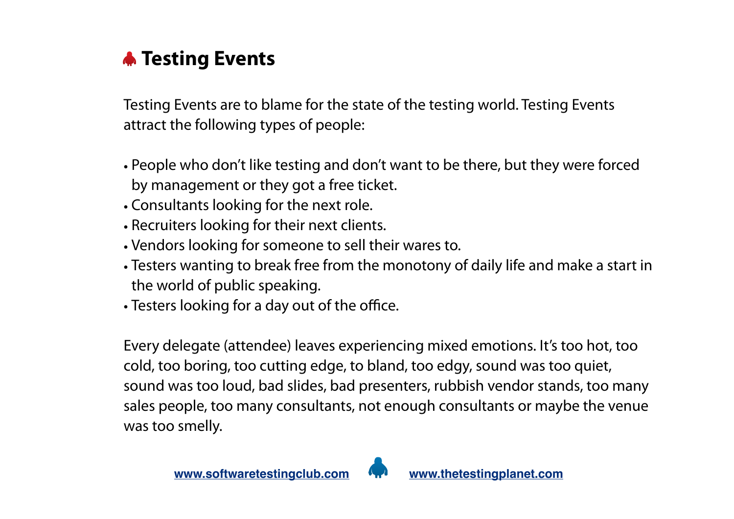## Testing Events

Testing Events are to blame for the state of the testing world. Testing Events attract the following types of people:

- People who don't like testing and don't want to be there, but they were forced by management or they got a free ticket.
- Consultants looking for the next role.
- Recruiters looking for their next clients.
- Vendors looking for someone to sell their wares to.
- Testers wanting to break free from the monotony of daily life and make a start in the world of public speaking.
- Testers looking for a day out of the office.

Every delegate (attendee) leaves experiencing mixed emotions. It's too hot, too cold, too boring, too cutting edge, to bland, too edgy, sound was too quiet, sound was too loud, bad slides, bad presenters, rubbish vendor stands, too many sales people, too many consultants, not enough consultants or maybe the venue was too smelly.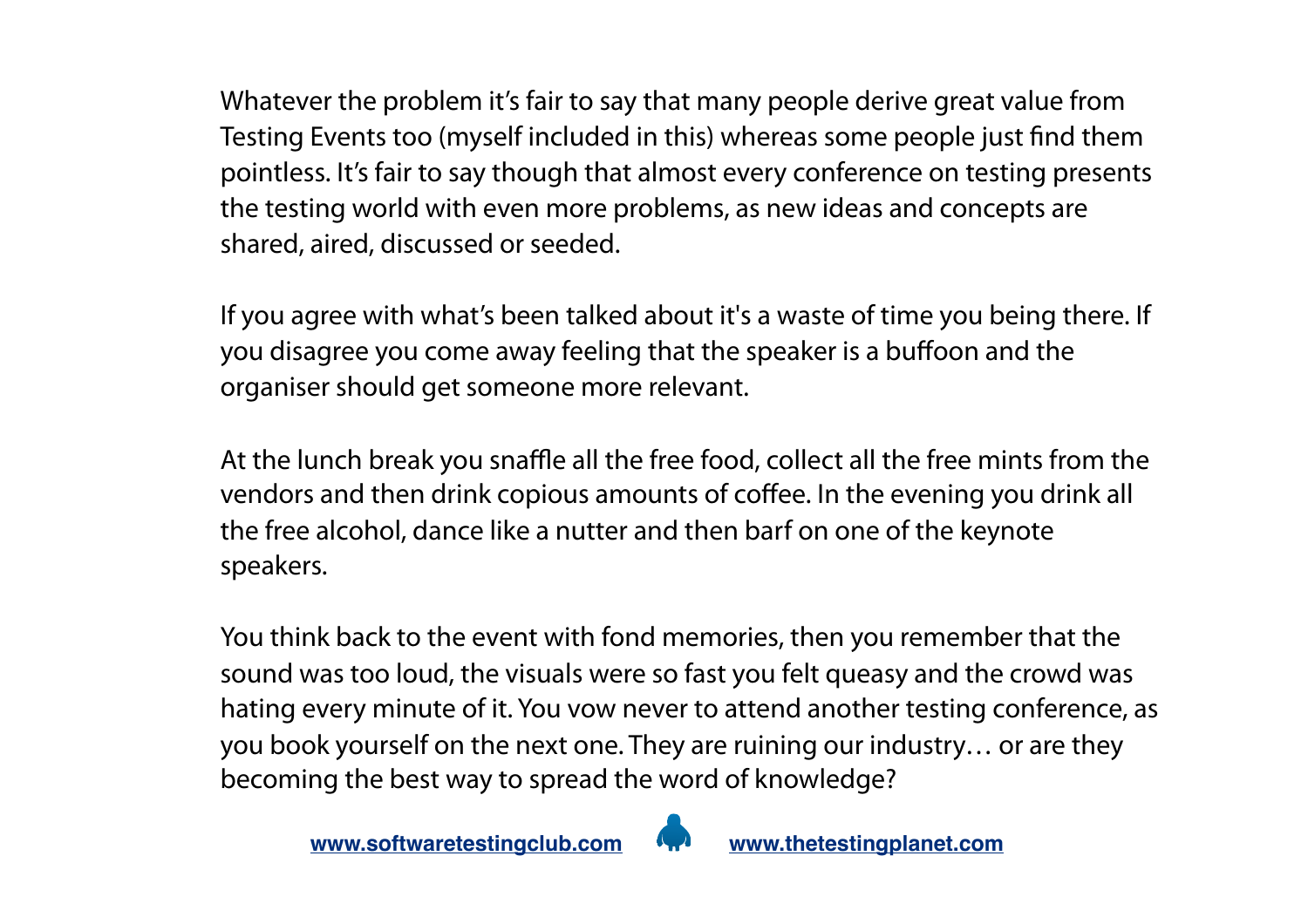Whatever the problem it's fair to say that many people derive great value from Testing Events too (myself included in this) whereas some people just find them pointless. It's fair to say though that almost every conference on testing presents the testing world with even more problems, as new ideas and concepts are shared, aired, discussed or seeded.

If you agree with what's been talked about it's a waste of time you being there. If you disagree you come away feeling that the speaker is a buffoon and the organiser should get someone more relevant.

At the lunch break you snaffle all the free food, collect all the free mints from the vendors and then drink copious amounts of coffee. In the evening you drink all the free alcohol, dance like a nutter and then barf on one of the keynote speakers.

You think back to the event with fond memories, then you remember that the sound was too loud, the visuals were so fast you felt queasy and the crowd was hating every minute of it. You vow never to attend another testing conference, as you book yourself on the next one. They are ruining our industry… or are they becoming the best way to spread the word of knowledge?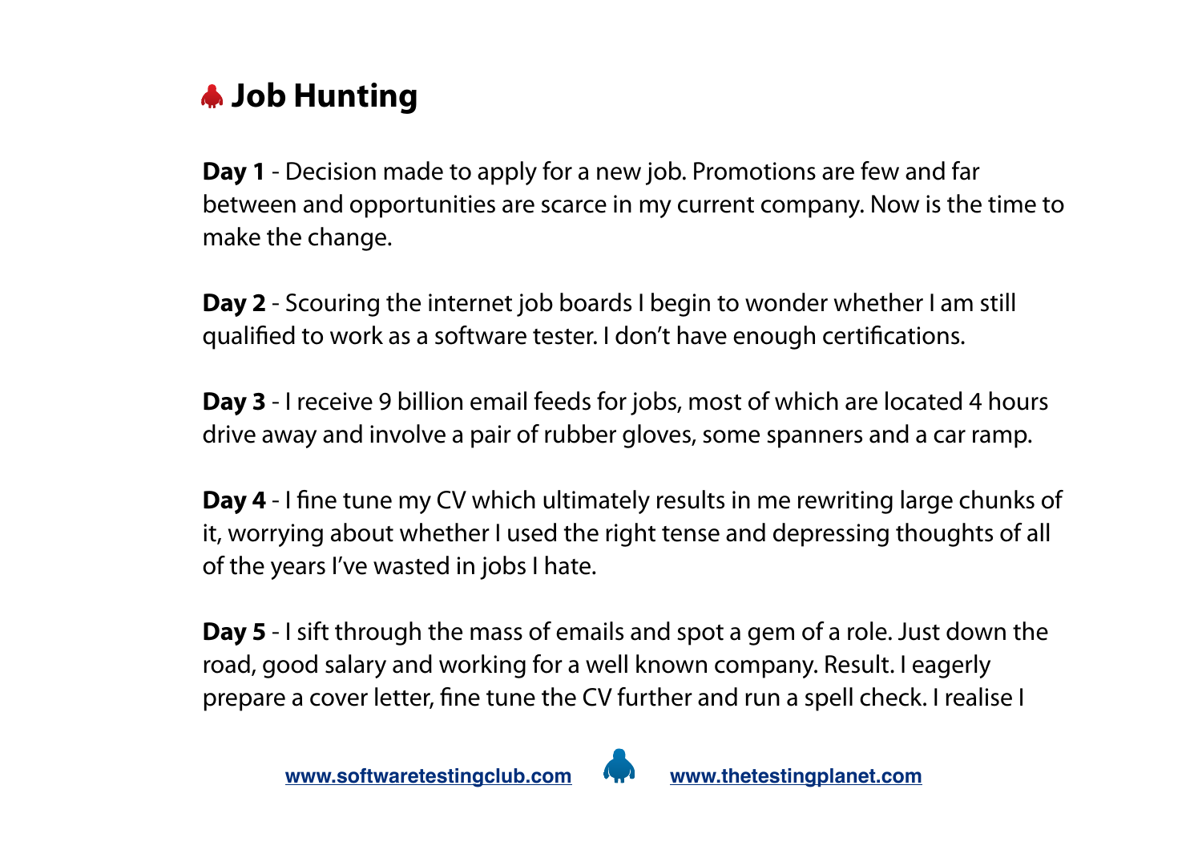## Job Hunting

**Day 1** - Decision made to apply for a new job. Promotions are few and far between and opportunities are scarce in my current company. Now is the time to make the change.

**Day 2** - Scouring the internet job boards I begin to wonder whether I am still qualified to work as a software tester. I don't have enough certifications.

**Day 3** - I receive 9 billion email feeds for jobs, most of which are located 4 hours drive away and involve a pair of rubber gloves, some spanners and a car ramp.

**Day 4** - I fine tune my CV which ultimately results in me rewriting large chunks of it, worrying about whether I used the right tense and depressing thoughts of all of the years I've wasted in jobs I hate.

**Day 5** - I sift through the mass of emails and spot a gem of a role. Just down the road, good salary and working for a well known company. Result. I eagerly prepare a cover letter, fine tune the CV further and run a spell check. I realise I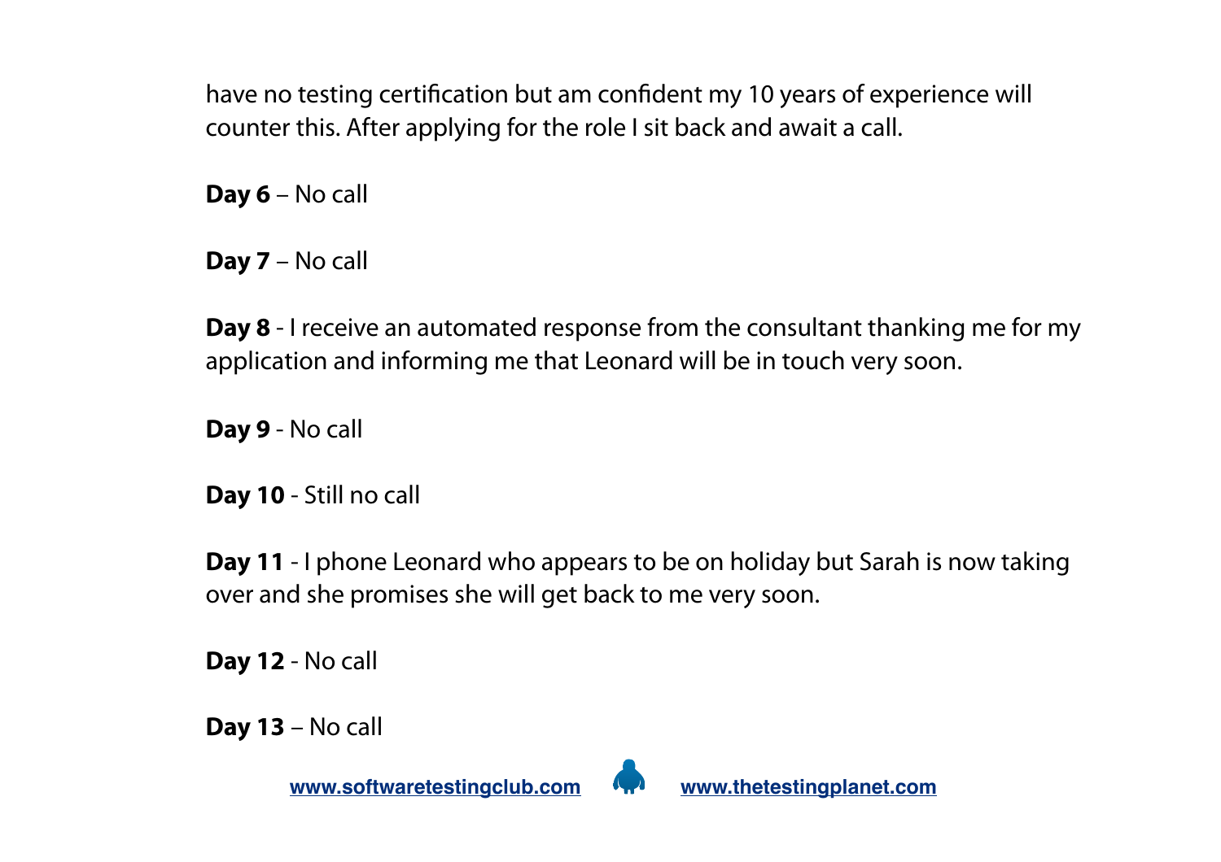have no testing certification but am confident my 10 years of experience will counter this. After applying for the role I sit back and await a call.

**Day 6** – No call

**Day 7** – No call

**Day 8** - I receive an automated response from the consultant thanking me for my application and informing me that Leonard will be in touch very soon.

**Day 9** - No call

**Day 10** - Still no call

**Day 11** - I phone Leonard who appears to be on holiday but Sarah is now taking over and she promises she will get back to me very soon.

**Day 12** - No call

**Day 13** – No call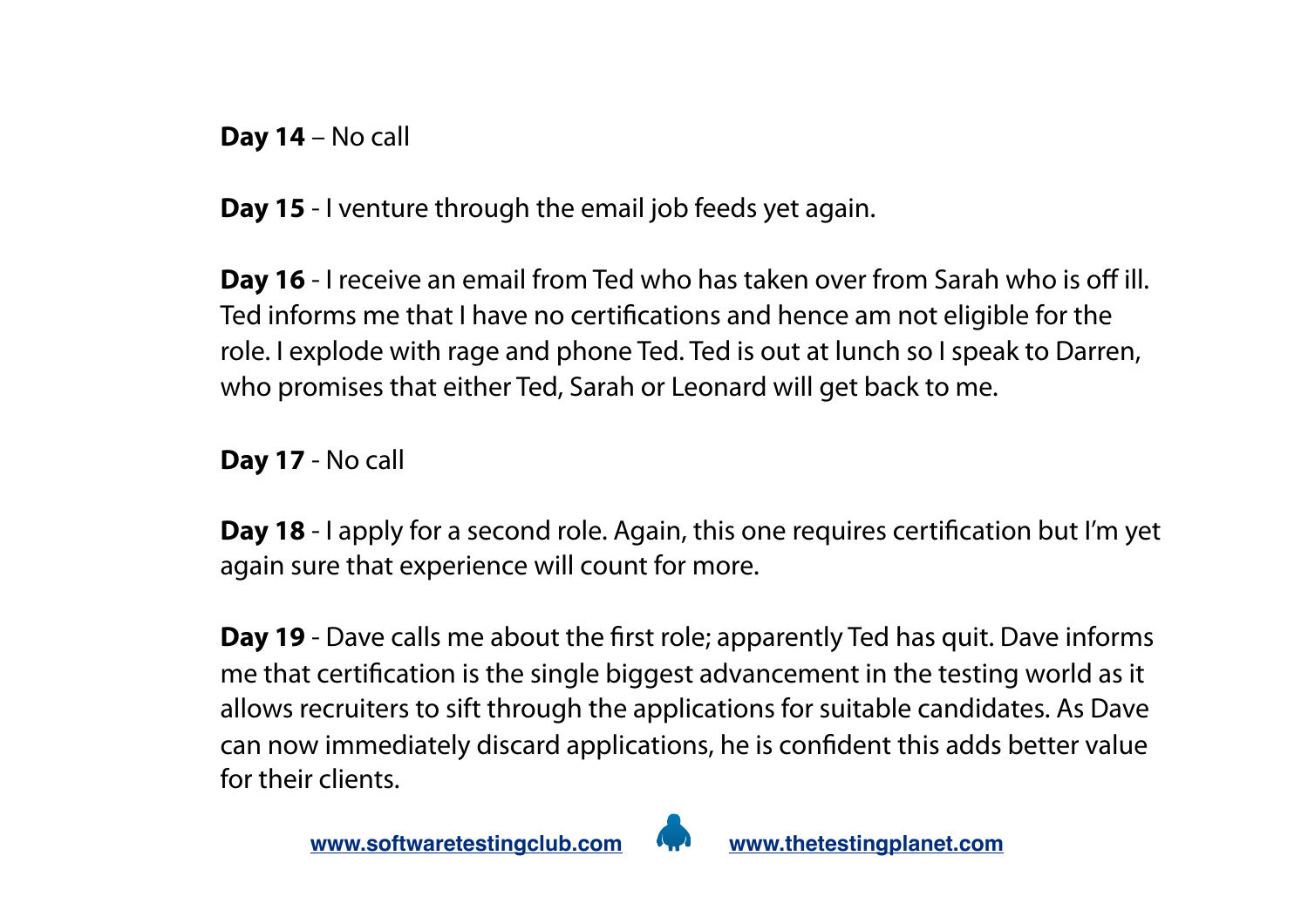**Day 14** – No call

**Day 15** - I venture through the email job feeds yet again.

**Day 16** - I receive an email from Ted who has taken over from Sarah who is off ill. Ted informs me that I have no certifications and hence am not eligible for the role. I explode with rage and phone Ted. Ted is out at lunch so I speak to Darren, who promises that either Ted, Sarah or Leonard will get back to me.

**Day 17** - No call

**Day 18** - I apply for a second role. Again, this one requires certification but I'm yet again sure that experience will count for more.

**Day 19** - Dave calls me about the first role; apparently Ted has quit. Dave informs me that certification is the single biggest advancement in the testing world as it allows recruiters to sift through the applications for suitable candidates. As Dave can now immediately discard applications, he is confident this adds better value for their clients.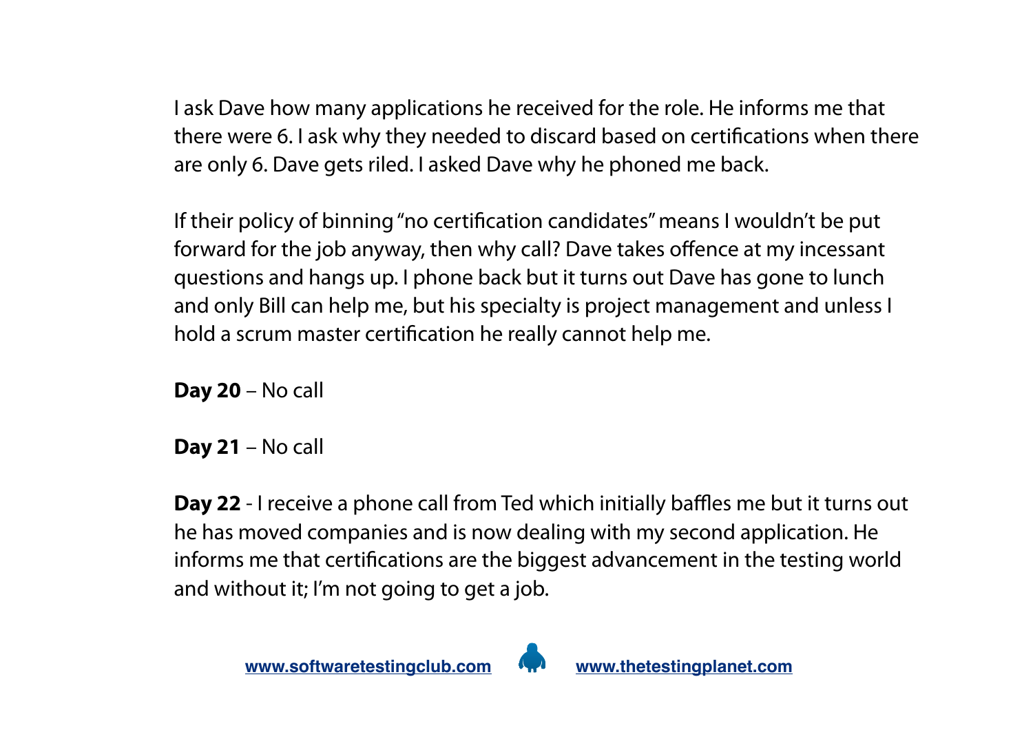I ask Dave how many applications he received for the role. He informs me that there were 6. I ask why they needed to discard based on certifications when there are only 6. Dave gets riled. I asked Dave why he phoned me back.

If their policy of binning "no certification candidates" means I wouldn't be put forward for the job anyway, then why call? Dave takes offence at my incessant questions and hangs up. I phone back but it turns out Dave has gone to lunch and only Bill can help me, but his specialty is project management and unless I hold a scrum master certification he really cannot help me.

**Day 20** – No call

**Day 21** – No call

**Day 22** - I receive a phone call from Ted which initially baffles me but it turns out he has moved companies and is now dealing with my second application. He informs me that certifications are the biggest advancement in the testing world and without it; I'm not going to get a job.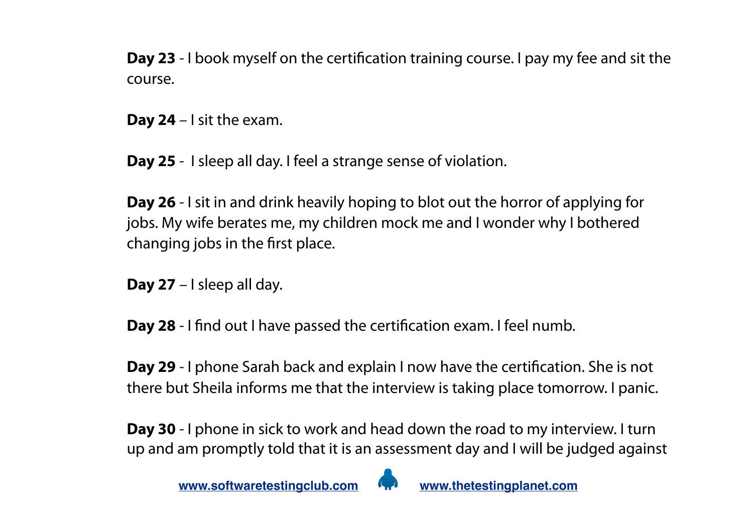**Day 23** - I book myself on the certification training course. I pay my fee and sit the course.

**Day 24** – I sit the exam.

**Day 25** - I sleep all day. I feel a strange sense of violation.

**Day 26** - I sit in and drink heavily hoping to blot out the horror of applying for jobs. My wife berates me, my children mock me and I wonder why I bothered changing jobs in the first place.

**Day 27** – I sleep all day.

**Day 28** - I find out I have passed the certification exam. I feel numb.

**Day 29** - I phone Sarah back and explain I now have the certification. She is not there but Sheila informs me that the interview is taking place tomorrow. I panic.

**Day 30** - I phone in sick to work and head down the road to my interview. I turn up and am promptly told that it is an assessment day and I will be judged against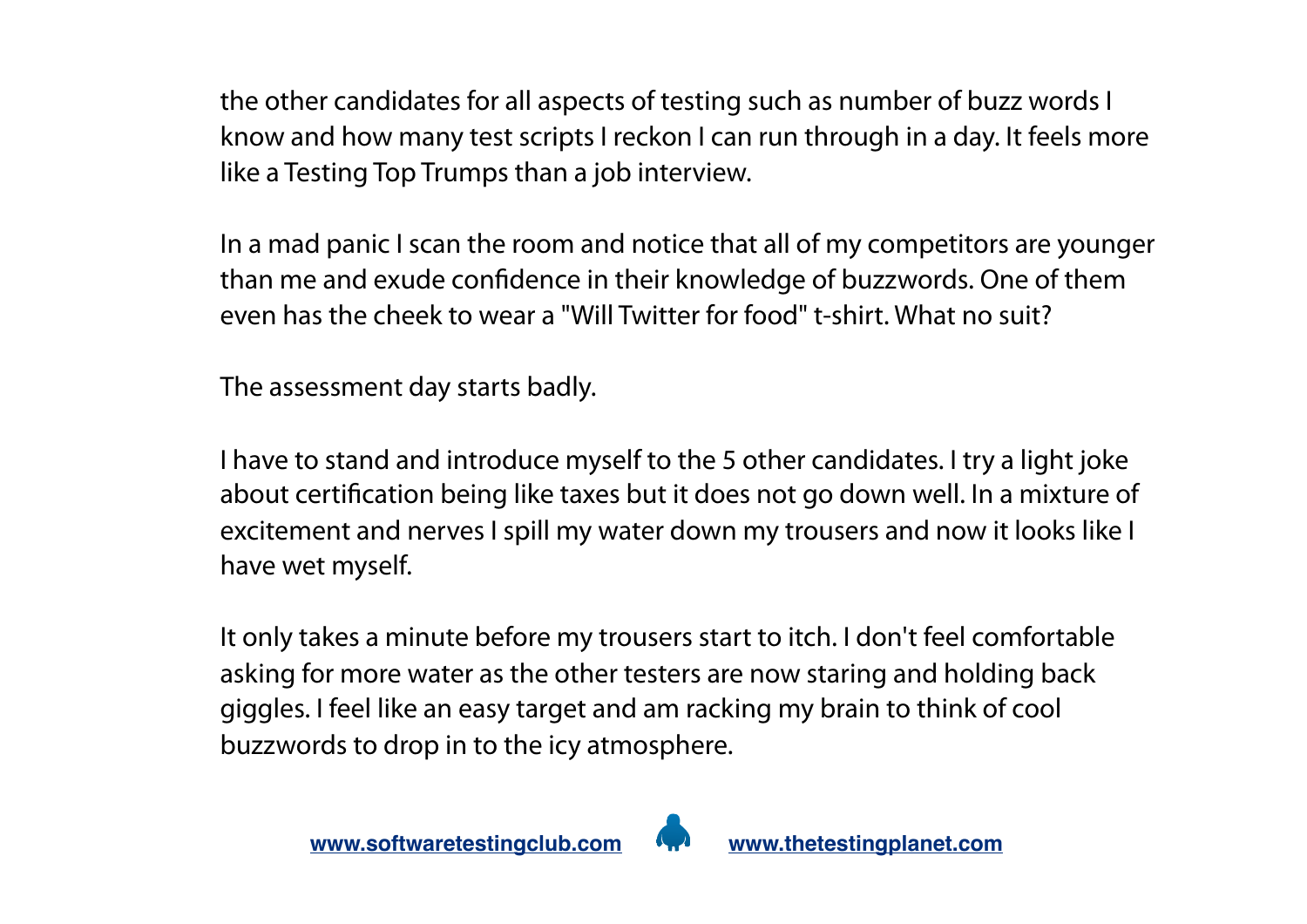the other candidates for all aspects of testing such as number of buzz words I know and how many test scripts I reckon I can run through in a day. It feels more like a Testing Top Trumps than a job interview.

In a mad panic I scan the room and notice that all of my competitors are younger than me and exude confidence in their knowledge of buzzwords. One of them even has the cheek to wear a "Will Twitter for food" t-shirt. What no suit?

The assessment day starts badly.

I have to stand and introduce myself to the 5 other candidates. I try a light joke about certification being like taxes but it does not go down well. In a mixture of excitement and nerves I spill my water down my trousers and now it looks like I have wet myself.

It only takes a minute before my trousers start to itch. I don't feel comfortable asking for more water as the other testers are now staring and holding back giggles. I feel like an easy target and am racking my brain to think of cool buzzwords to drop in to the icy atmosphere.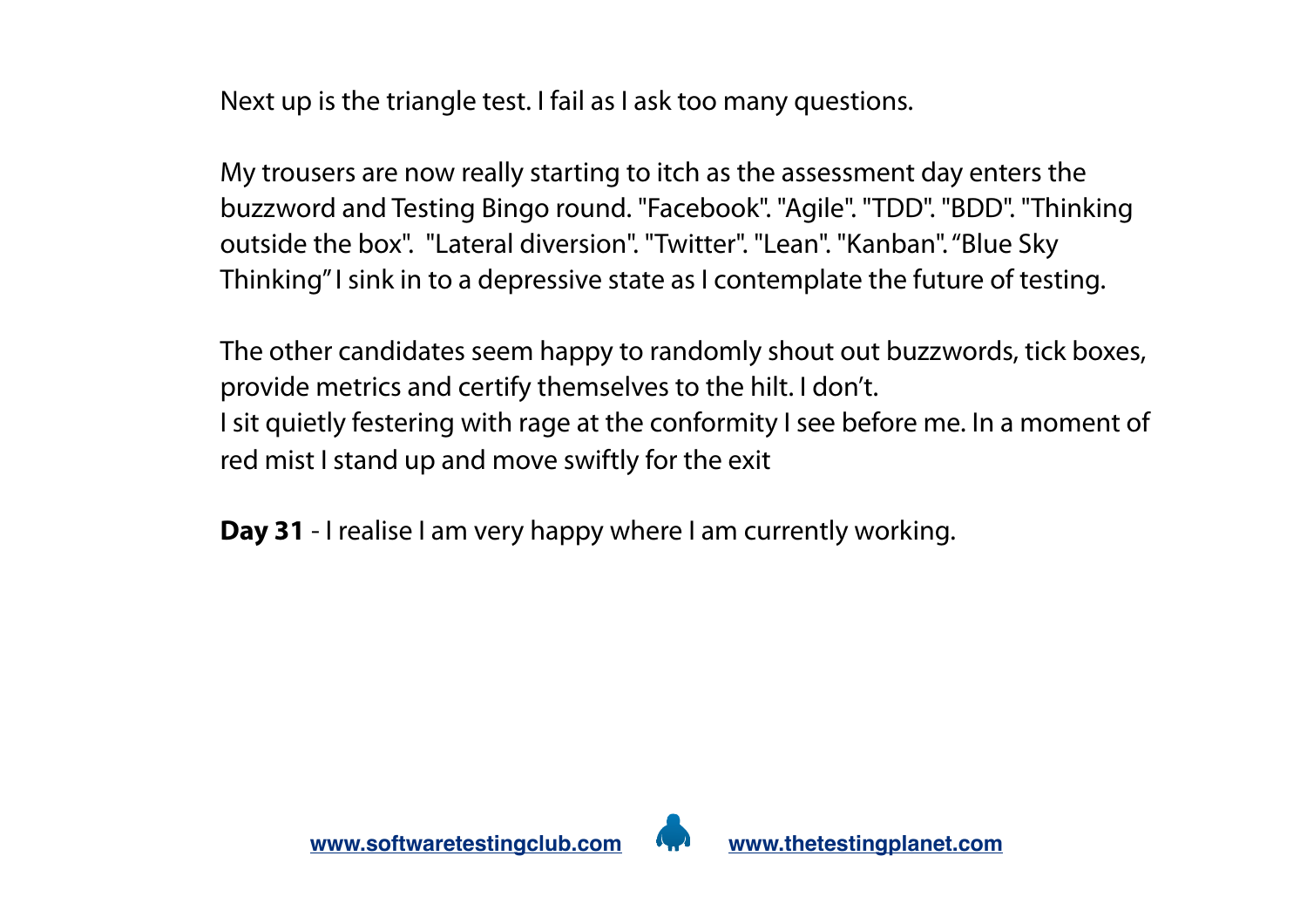Next up is the triangle test. I fail as I ask too many questions.

My trousers are now really starting to itch as the assessment day enters the buzzword and Testing Bingo round. "Facebook". "Agile". "TDD". "BDD". "Thinking outside the box". "Lateral diversion". "Twitter". "Lean". "Kanban". "Blue Sky Thinking" I sink in to a depressive state as I contemplate the future of testing.

The other candidates seem happy to randomly shout out buzzwords, tick boxes, provide metrics and certify themselves to the hilt. I don't.
I sit quietly festering with rage at the conformity I see before me. In a moment of red mist I stand up and move swiftly for the exit

**Day 31** - I realise I am very happy where I am currently working.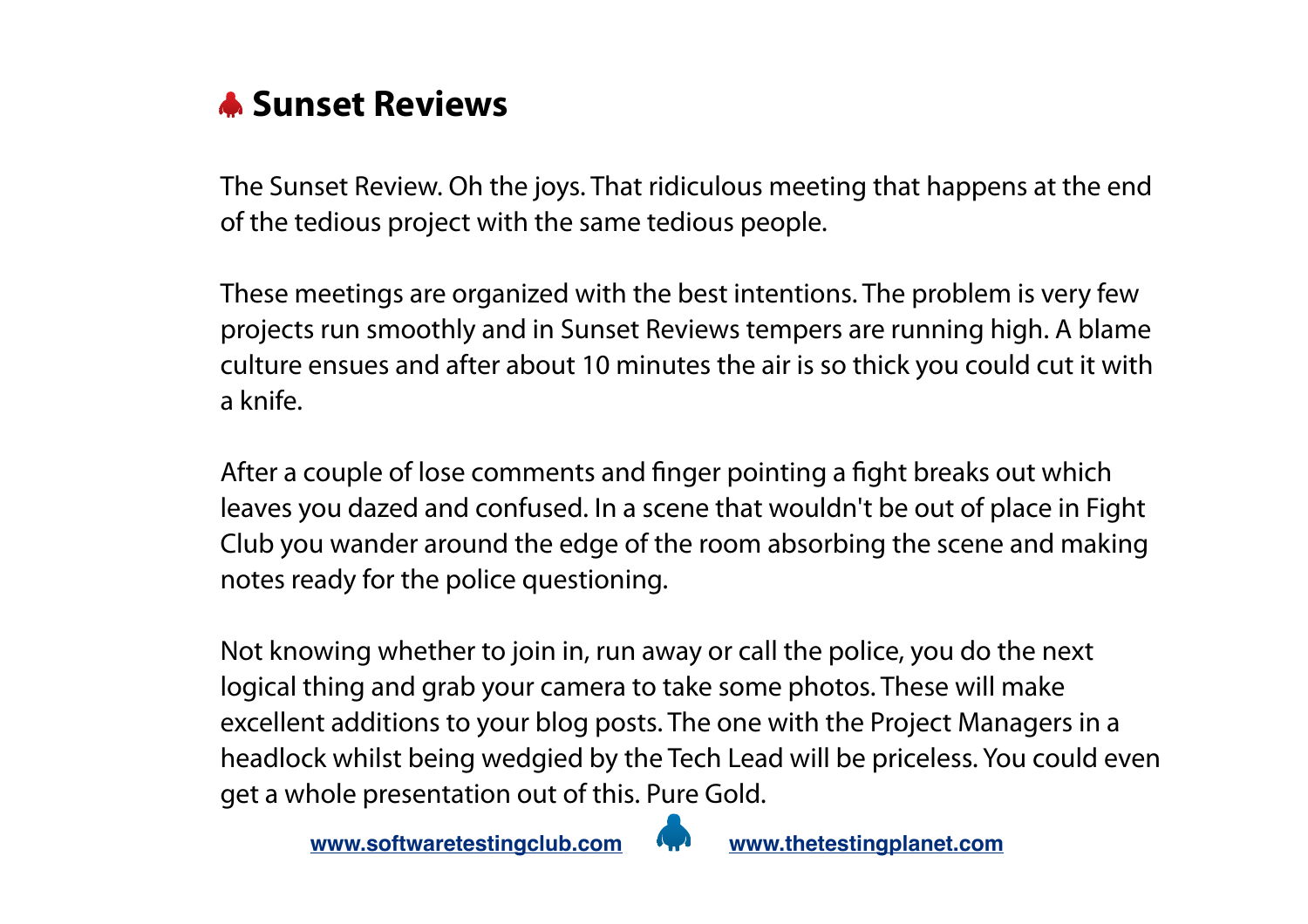## Sunset Reviews

The Sunset Review. Oh the joys. That ridiculous meeting that happens at the end of the tedious project with the same tedious people.

These meetings are organized with the best intentions. The problem is very few projects run smoothly and in Sunset Reviews tempers are running high. A blame culture ensues and after about 10 minutes the air is so thick you could cut it with a knife.

After a couple of lose comments and finger pointing a fight breaks out which leaves you dazed and confused. In a scene that wouldn't be out of place in Fight Club you wander around the edge of the room absorbing the scene and making notes ready for the police questioning.

Not knowing whether to join in, run away or call the police, you do the next logical thing and grab your camera to take some photos. These will make excellent additions to your blog posts. The one with the Project Managers in a headlock whilst being wedgied by the Tech Lead will be priceless. You could even get a whole presentation out of this. Pure Gold.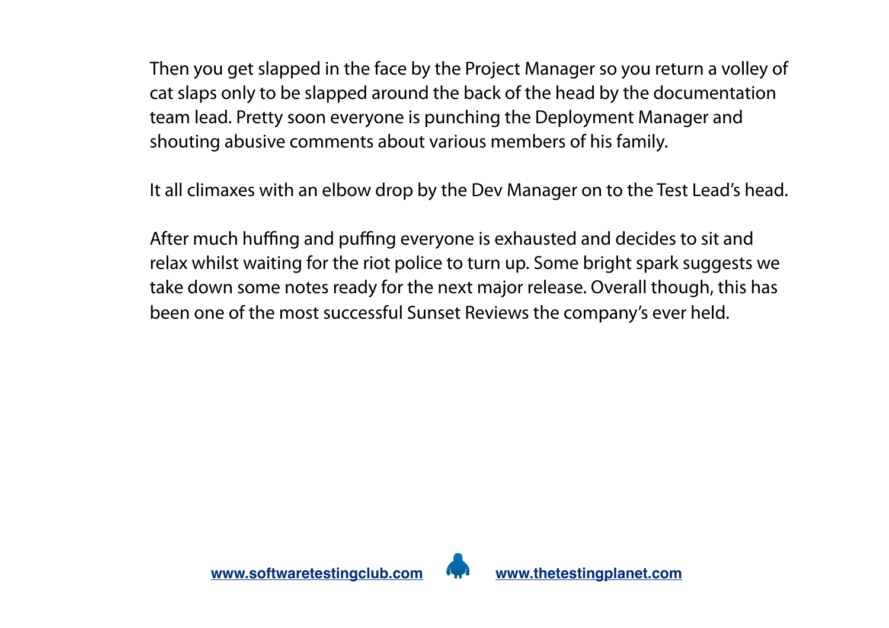Then you get slapped in the face by the Project Manager so you return a volley of cat slaps only to be slapped around the back of the head by the documentation team lead. Pretty soon everyone is punching the Deployment Manager and shouting abusive comments about various members of his family.

It all climaxes with an elbow drop by the Dev Manager on to the Test Lead's head.

After much huffing and puffing everyone is exhausted and decides to sit and relax whilst waiting for the riot police to turn up. Some bright spark suggests we take down some notes ready for the next major release. Overall though, this has been one of the most successful Sunset Reviews the company's ever held.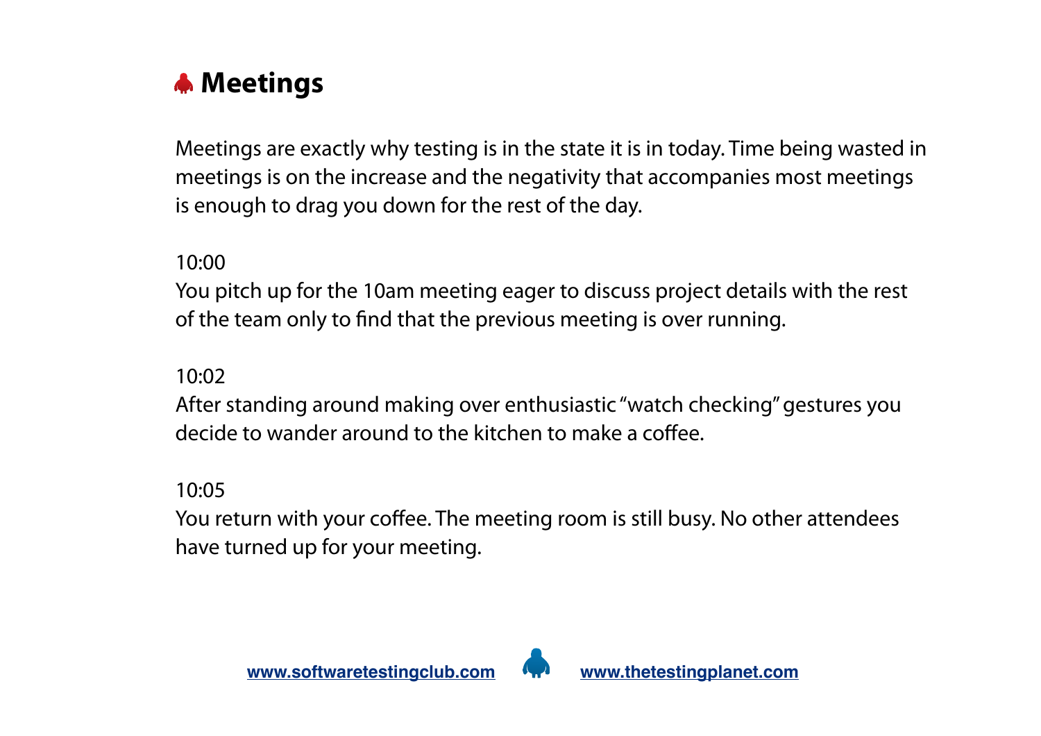# Meetings

Meetings are exactly why testing is in the state it is in today. Time being wasted in meetings is on the increase and the negativity that accompanies most meetings is enough to drag you down for the rest of the day.

10:00
You pitch up for the 10am meeting eager to discuss project details with the rest of the team only to find that the previous meeting is over running.

10:02
After standing around making over enthusiastic "watch checking" gestures you decide to wander around to the kitchen to make a coffee.

10:05
You return with your coffee. The meeting room is still busy. No other attendees have turned up for your meeting.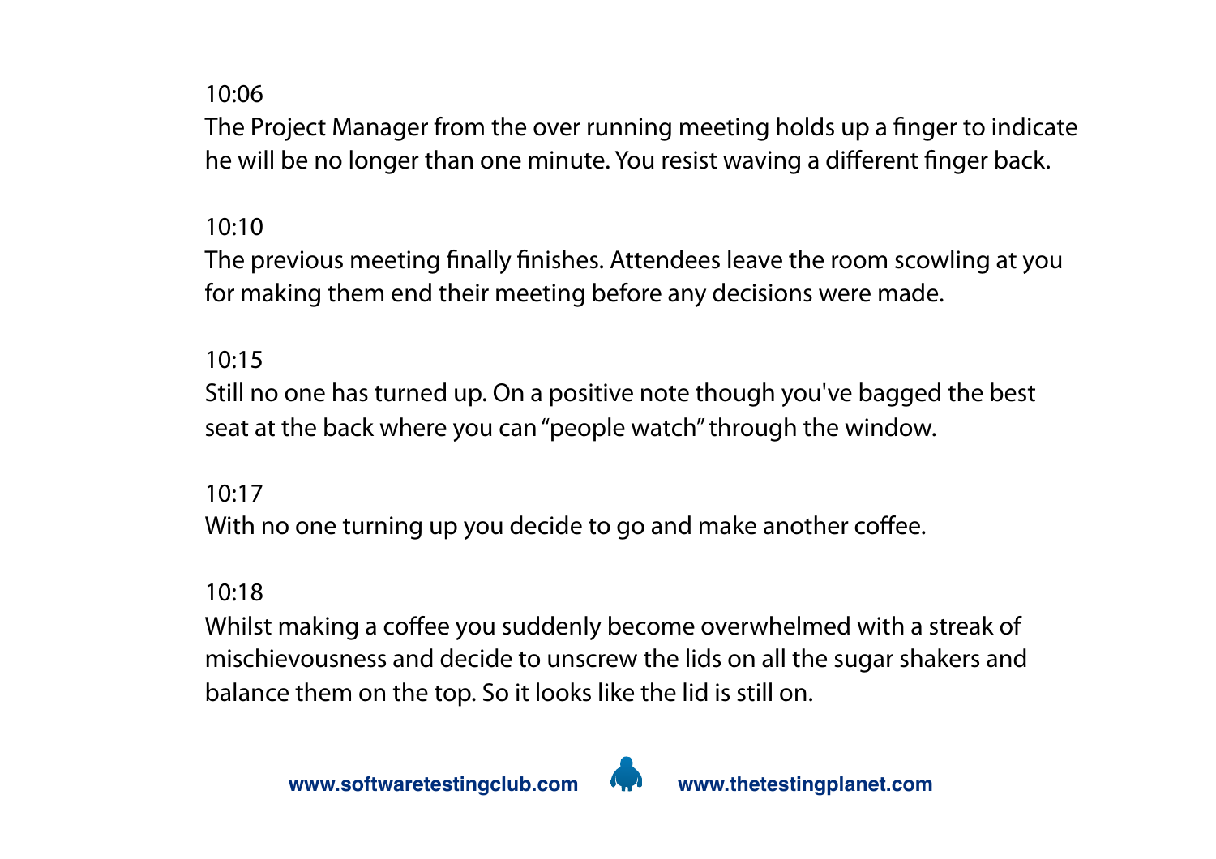10:06

The Project Manager from the over running meeting holds up a finger to indicate he will be no longer than one minute. You resist waving a different finger back.

10:10

The previous meeting finally finishes. Attendees leave the room scowling at you for making them end their meeting before any decisions were made.

10:15

Still no one has turned up. On a positive note though you've bagged the best seat at the back where you can "people watch" through the window.

10:17

With no one turning up you decide to go and make another coffee.

10:18

Whilst making a coffee you suddenly become overwhelmed with a streak of mischievousness and decide to unscrew the lids on all the sugar shakers and balance them on the top. So it looks like the lid is still on.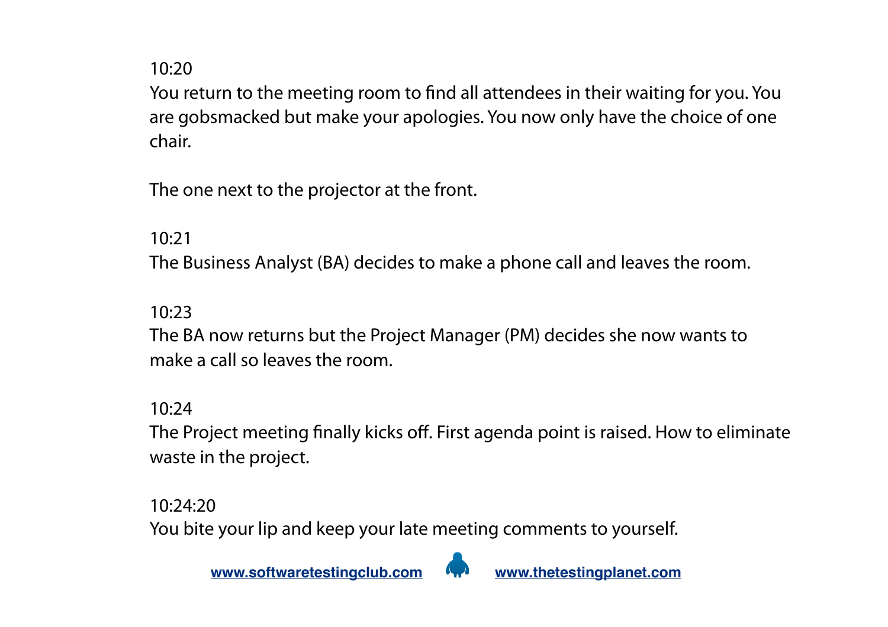10:20

You return to the meeting room to find all attendees in their waiting for you. You are gobsmacked but make your apologies. You now only have the choice of one chair.

The one next to the projector at the front.

10:21

The Business Analyst (BA) decides to make a phone call and leaves the room.

10:23

The BA now returns but the Project Manager (PM) decides she now wants to make a call so leaves the room.

10:24

The Project meeting finally kicks off. First agenda point is raised. How to eliminate waste in the project.

10:24:20

You bite your lip and keep your late meeting comments to yourself.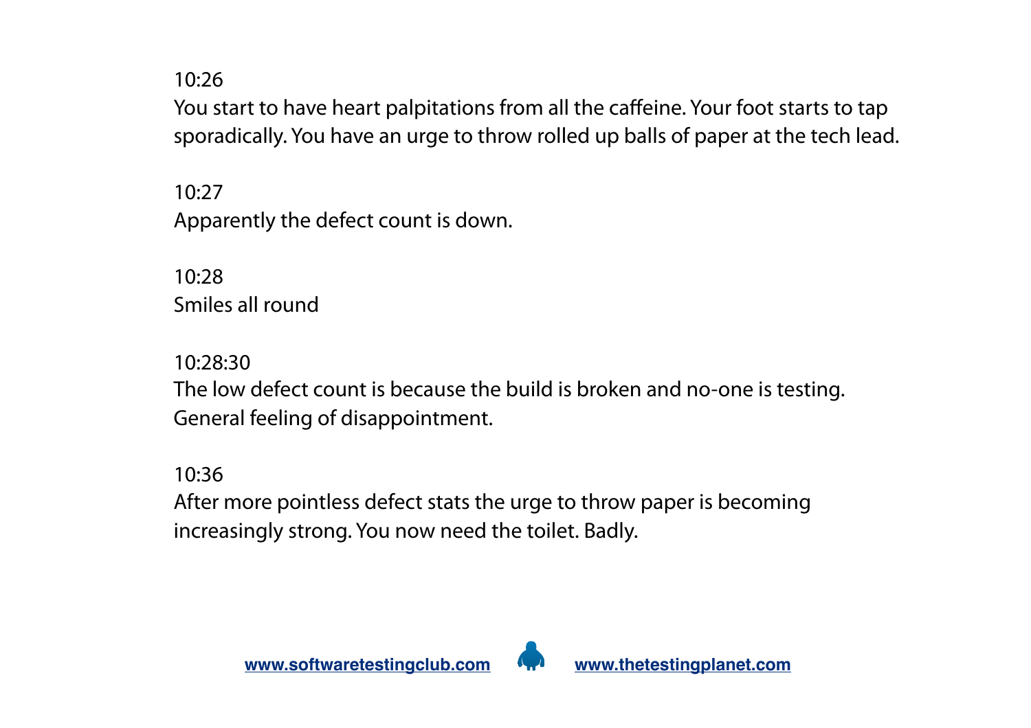10:26

You start to have heart palpitations from all the caffeine. Your foot starts to tap sporadically. You have an urge to throw rolled up balls of paper at the tech lead.

10:27

Apparently the defect count is down.

10:28

Smiles all round

10:28:30

The low defect count is because the build is broken and no-one is testing. General feeling of disappointment.

10:36

After more pointless defect stats the urge to throw paper is becoming increasingly strong. You now need the toilet. Badly.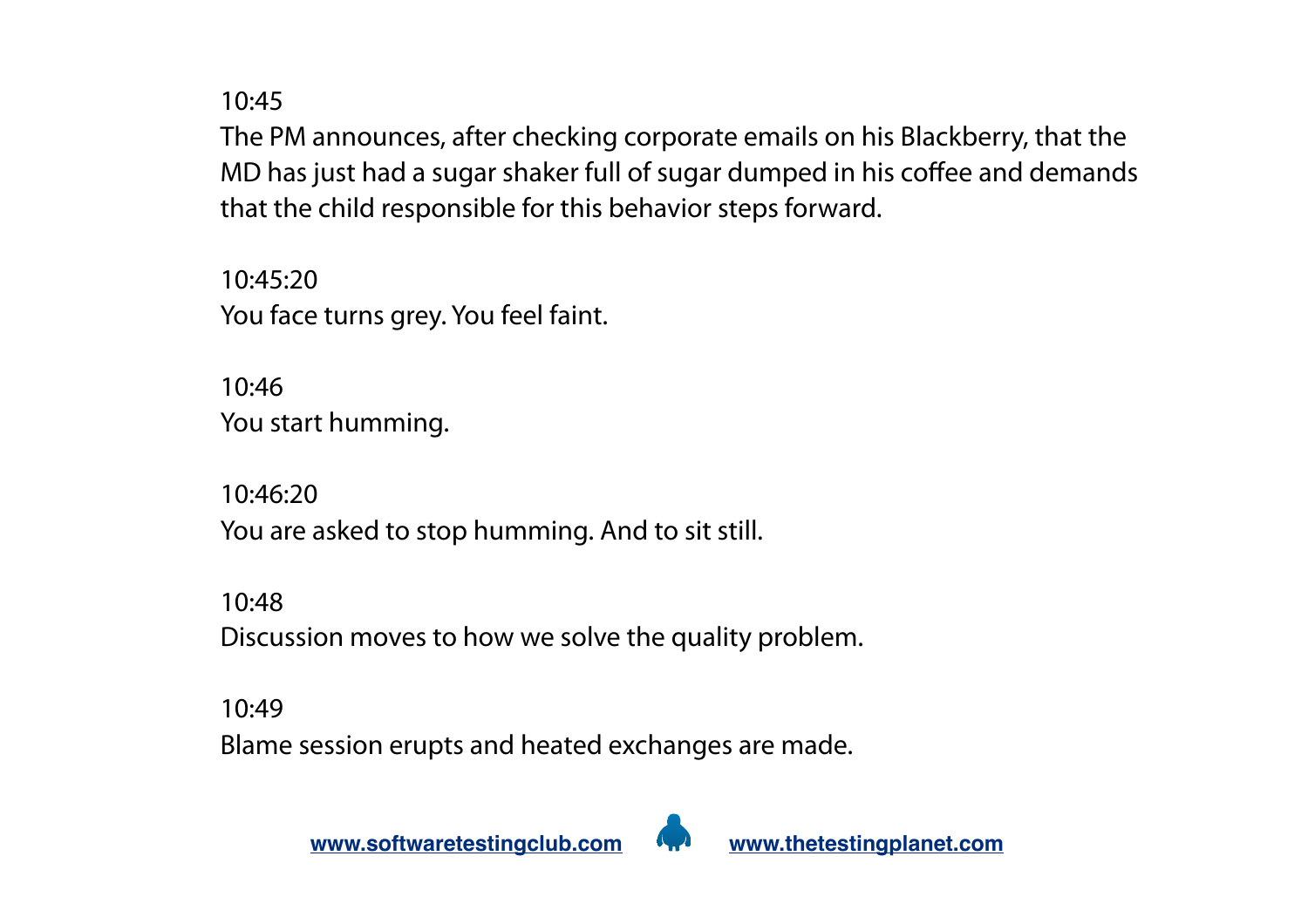10:45

The PM announces, after checking corporate emails on his Blackberry, that the MD has just had a sugar shaker full of sugar dumped in his coffee and demands that the child responsible for this behavior steps forward.

10:45:20

You face turns grey. You feel faint.

10:46

You start humming.

10:46:20

You are asked to stop humming. And to sit still.

10:48

Discussion moves to how we solve the quality problem.

10:49

Blame session erupts and heated exchanges are made.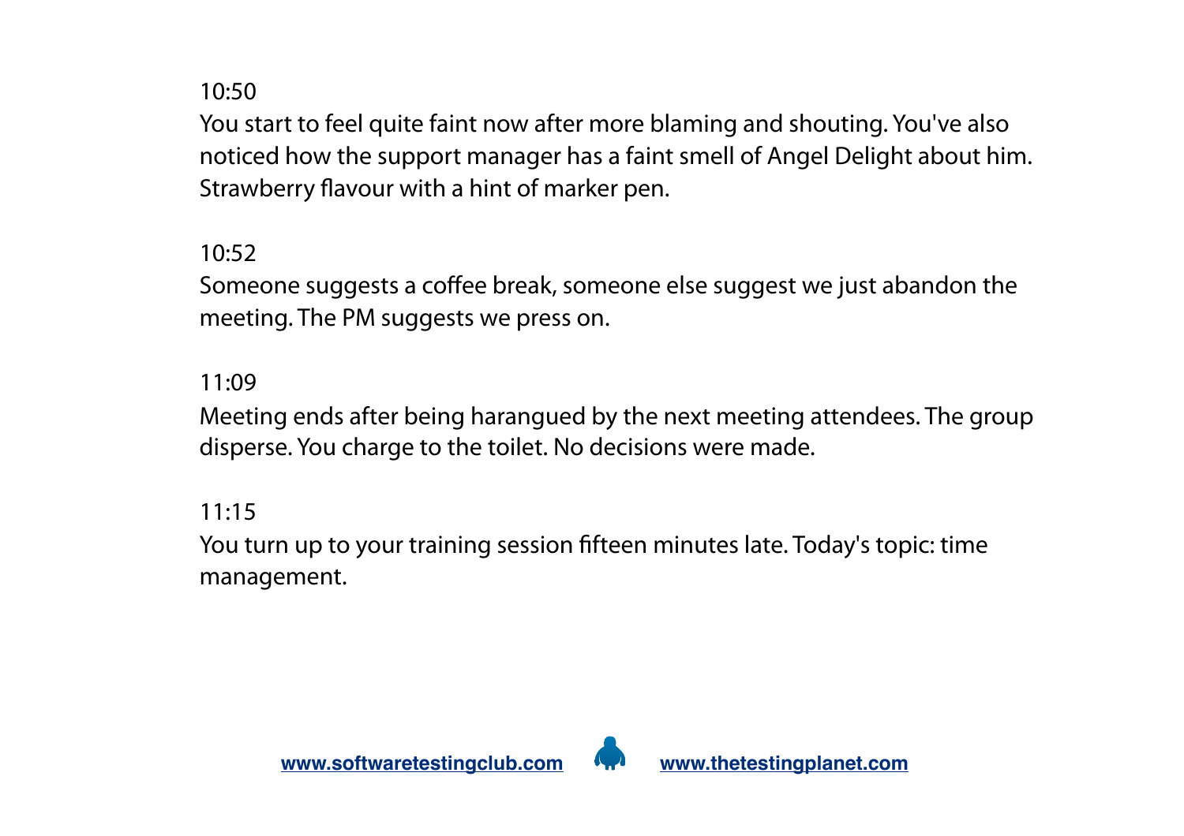10:50

You start to feel quite faint now after more blaming and shouting. You've also noticed how the support manager has a faint smell of Angel Delight about him. Strawberry flavour with a hint of marker pen.

10:52

Someone suggests a coffee break, someone else suggest we just abandon the meeting. The PM suggests we press on.

11:09

Meeting ends after being harangued by the next meeting attendees. The group disperse. You charge to the toilet. No decisions were made.

11:15

You turn up to your training session fifteen minutes late. Today's topic: time management.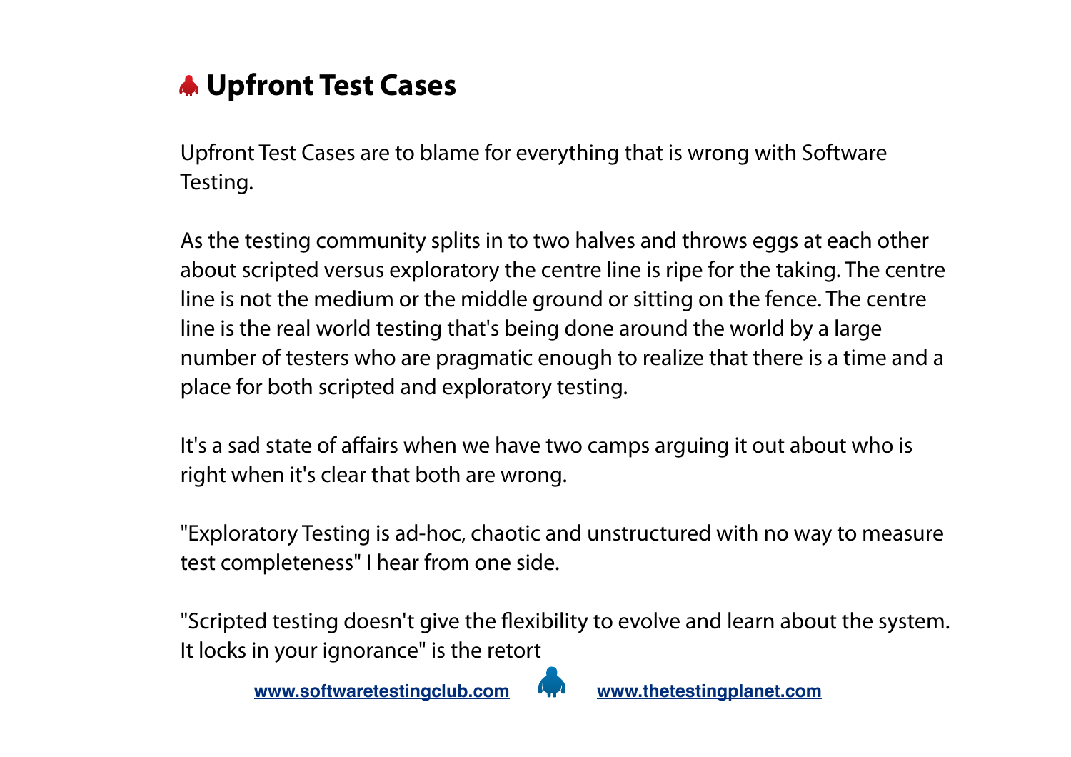## Upfront Test Cases

Upfront Test Cases are to blame for everything that is wrong with Software Testing.

As the testing community splits in to two halves and throws eggs at each other about scripted versus exploratory the centre line is ripe for the taking. The centre line is not the medium or the middle ground or sitting on the fence. The centre line is the real world testing that's being done around the world by a large number of testers who are pragmatic enough to realize that there is a time and a place for both scripted and exploratory testing.

It's a sad state of affairs when we have two camps arguing it out about who is right when it's clear that both are wrong.

"Exploratory Testing is ad-hoc, chaotic and unstructured with no way to measure test completeness" I hear from one side.

"Scripted testing doesn't give the flexibility to evolve and learn about the system. It locks in your ignorance" is the retort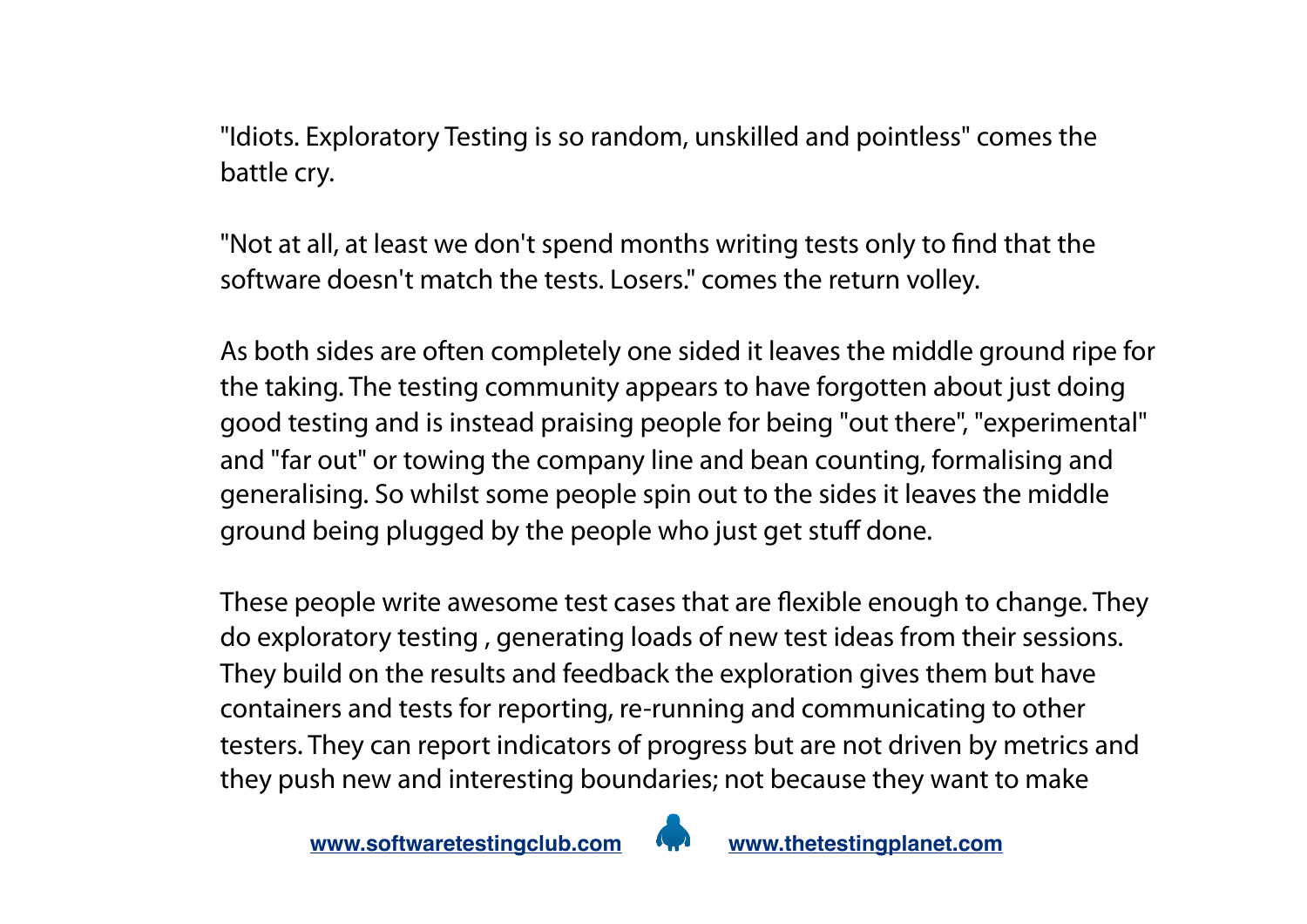"Idiots. Exploratory Testing is so random, unskilled and pointless" comes the battle cry.

"Not at all, at least we don't spend months writing tests only to find that the software doesn't match the tests. Losers." comes the return volley.

As both sides are often completely one sided it leaves the middle ground ripe for the taking. The testing community appears to have forgotten about just doing good testing and is instead praising people for being "out there", "experimental" and "far out" or towing the company line and bean counting, formalising and generalising. So whilst some people spin out to the sides it leaves the middle ground being plugged by the people who just get stuff done.

These people write awesome test cases that are flexible enough to change. They do exploratory testing , generating loads of new test ideas from their sessions. They build on the results and feedback the exploration gives them but have containers and tests for reporting, re-running and communicating to other testers. They can report indicators of progress but are not driven by metrics and they push new and interesting boundaries; not because they want to make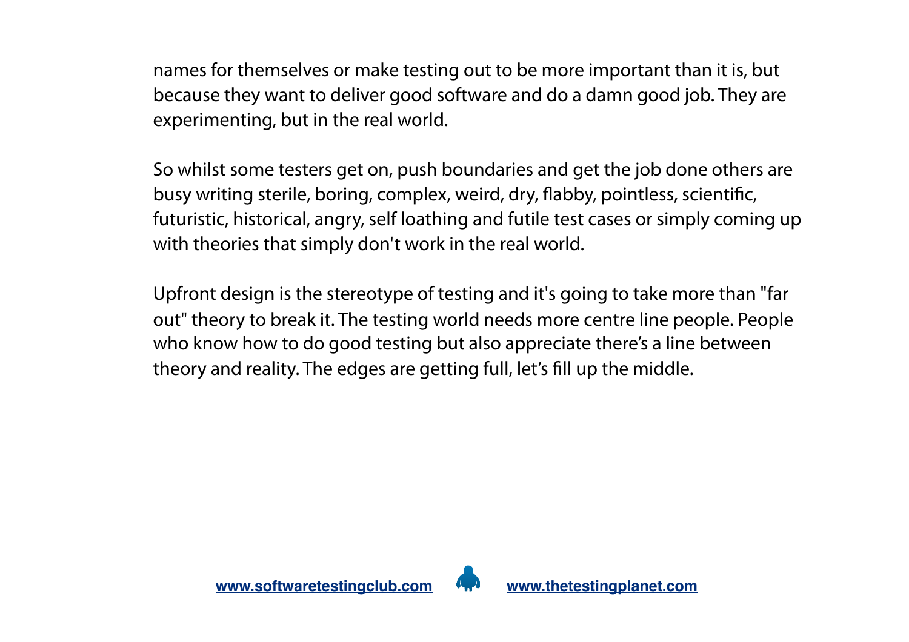names for themselves or make testing out to be more important than it is, but because they want to deliver good software and do a damn good job. They are experimenting, but in the real world.

So whilst some testers get on, push boundaries and get the job done others are busy writing sterile, boring, complex, weird, dry, flabby, pointless, scientific, futuristic, historical, angry, self loathing and futile test cases or simply coming up with theories that simply don't work in the real world.

Upfront design is the stereotype of testing and it's going to take more than "far out" theory to break it. The testing world needs more centre line people. People who know how to do good testing but also appreciate there's a line between theory and reality. The edges are getting full, let's fill up the middle.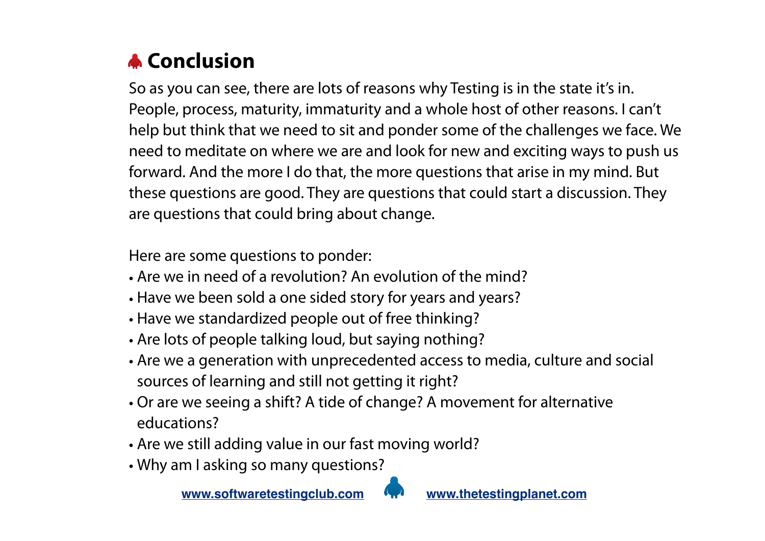## Conclusion

So as you can see, there are lots of reasons why Testing is in the state it's in. People, process, maturity, immaturity and a whole host of other reasons. I can't help but think that we need to sit and ponder some of the challenges we face. We need to meditate on where we are and look for new and exciting ways to push us forward. And the more I do that, the more questions that arise in my mind. But these questions are good. They are questions that could start a discussion. They are questions that could bring about change.

Here are some questions to ponder:

- Are we in need of a revolution? An evolution of the mind?
- Have we been sold a one sided story for years and years?
- Have we standardized people out of free thinking?
- Are lots of people talking loud, but saying nothing?
- Are we a generation with unprecedented access to media, culture and social sources of learning and still not getting it right?
- Or are we seeing a shift? A tide of change? A movement for alternative educations?
- Are we still adding value in our fast moving world?
- Why am I asking so many questions?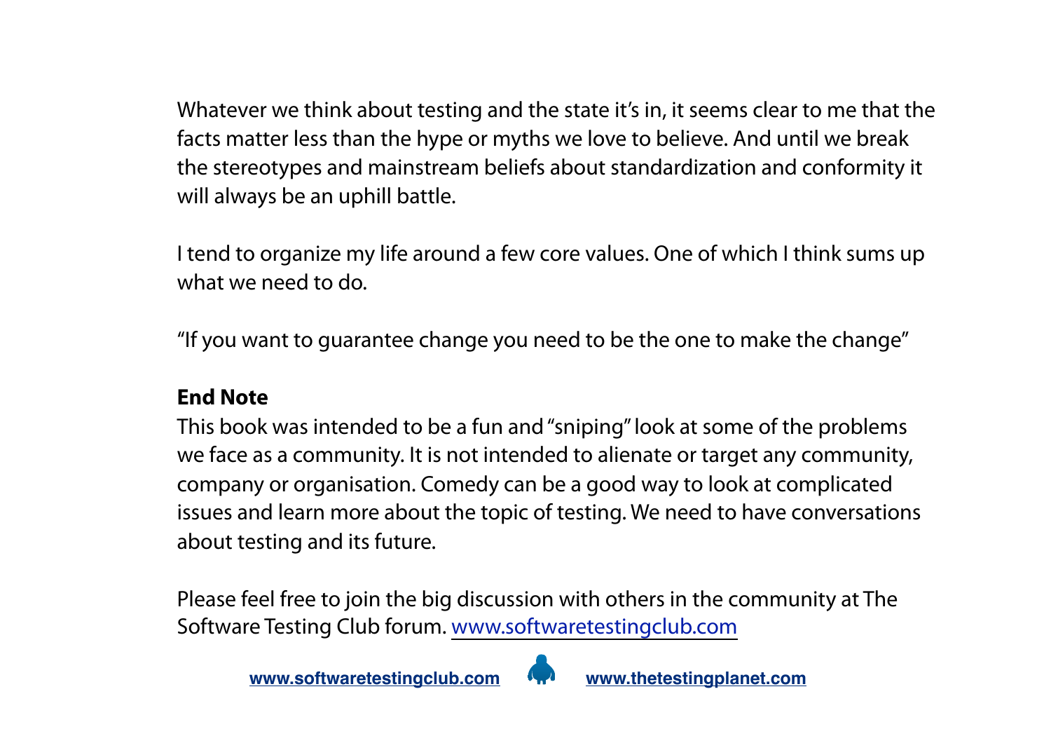Whatever we think about testing and the state it's in, it seems clear to me that the facts matter less than the hype or myths we love to believe. And until we break the stereotypes and mainstream beliefs about standardization and conformity it will always be an uphill battle.

I tend to organize my life around a few core values. One of which I think sums up what we need to do.

"If you want to guarantee change you need to be the one to make the change"

**End Note**

This book was intended to be a fun and "sniping" look at some of the problems we face as a community. It is not intended to alienate or target any community, company or organisation. Comedy can be a good way to look at complicated issues and learn more about the topic of testing. We need to have conversations about testing and its future.

Please feel free to join the big discussion with others in the community at The Software Testing Club forum. www.softwaretestingclub.com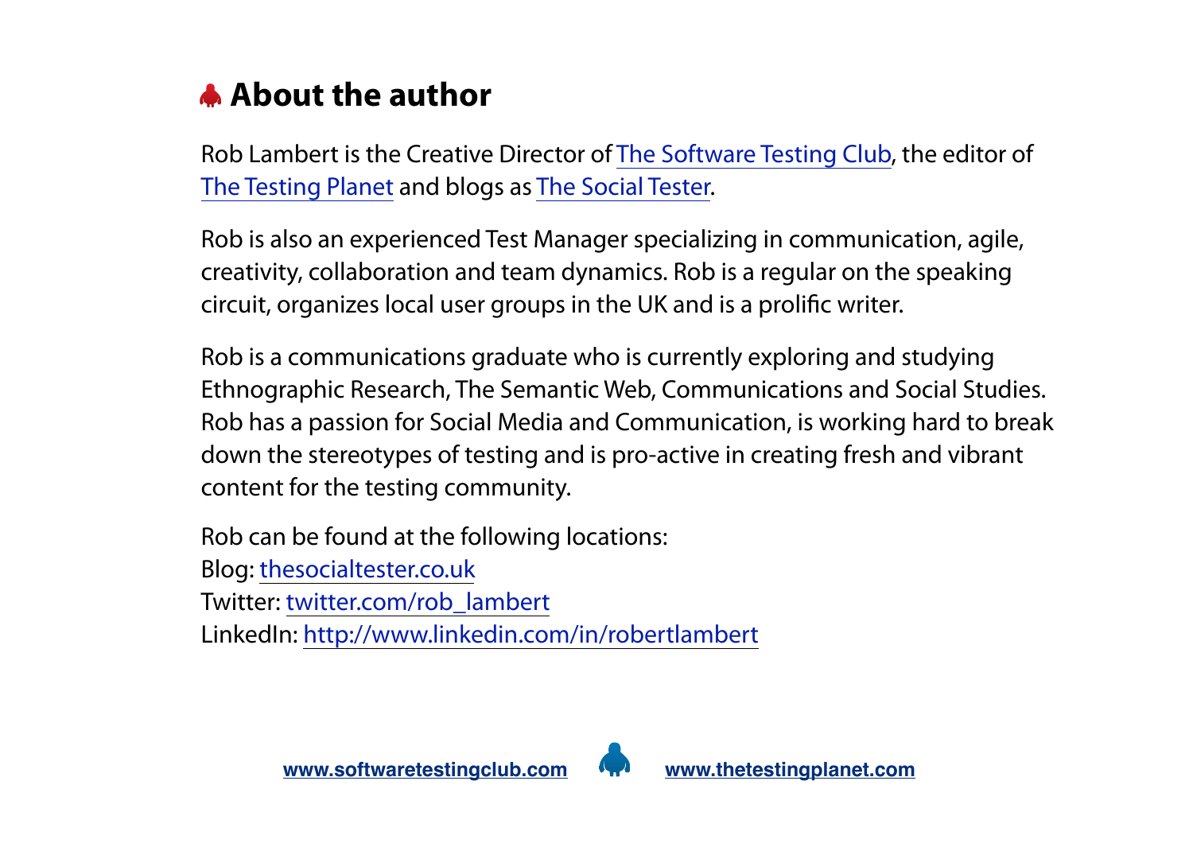## About the author

Rob Lambert is the Creative Director of The Software Testing Club, the editor of The Testing Planet and blogs as The Social Tester.

Rob is also an experienced Test Manager specializing in communication, agile, creativity, collaboration and team dynamics. Rob is a regular on the speaking circuit, organizes local user groups in the UK and is a prolific writer.

Rob is a communications graduate who is currently exploring and studying Ethnographic Research, The Semantic Web, Communications and Social Studies. Rob has a passion for Social Media and Communication, is working hard to break down the stereotypes of testing and is pro-active in creating fresh and vibrant content for the testing community.

Rob can be found at the following locations:
Blog: thesocialtester.co.uk
Twitter: twitter.com/rob_lambert
LinkedIn: http://www.linkedin.com/in/robertlambert